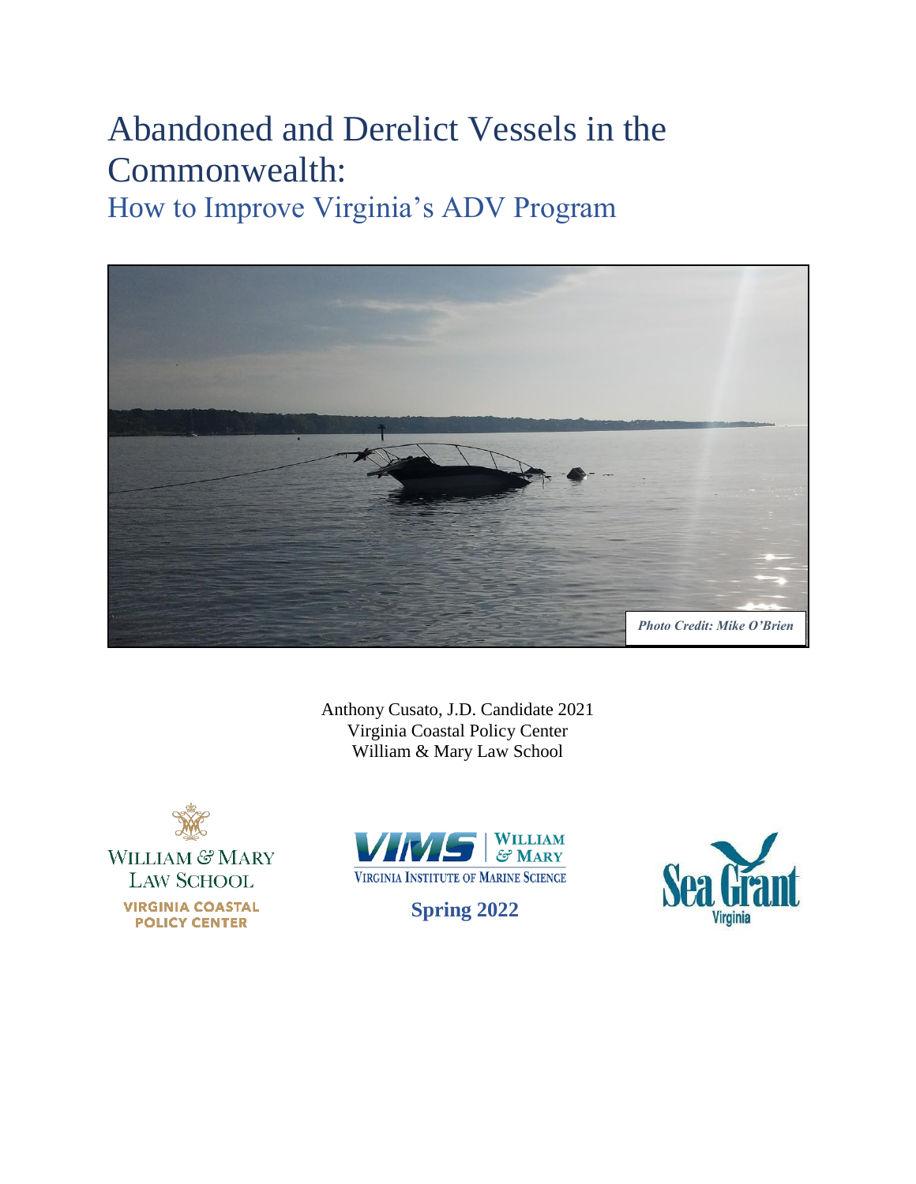# Abandoned and Derelict Vessels in the Commonwealth:

## How to Improve Virginia's ADV Program

*Photo Credit: Mike O'Brien*

Anthony Cusato, J.D. Candidate 2021
Virginia Coastal Policy Center
William & Mary Law School

WILLIAM & MARY LAW SCHOOL
VIRGINIA COASTAL POLICY CENTER

VIMS | WILLIAM & MARY
VIRGINIA INSTITUTE OF MARINE SCIENCE

**Spring 2022**

Sea Grant Virginia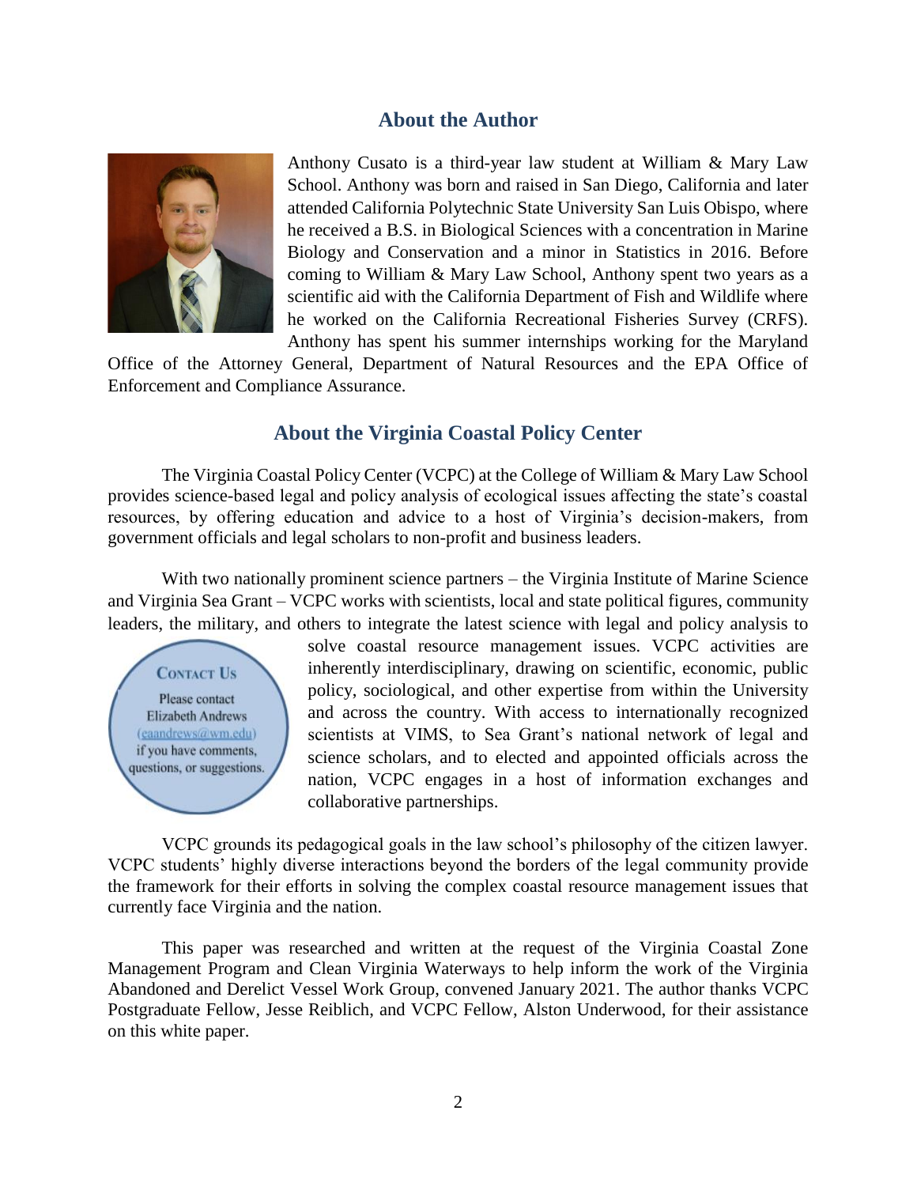## About the Author

Anthony Cusato is a third-year law student at William & Mary Law School. Anthony was born and raised in San Diego, California and later attended California Polytechnic State University San Luis Obispo, where he received a B.S. in Biological Sciences with a concentration in Marine Biology and Conservation and a minor in Statistics in 2016. Before coming to William & Mary Law School, Anthony spent two years as a scientific aid with the California Department of Fish and Wildlife where he worked on the California Recreational Fisheries Survey (CRFS). Anthony has spent his summer internships working for the Maryland Office of the Attorney General, Department of Natural Resources and the EPA Office of Enforcement and Compliance Assurance.

## About the Virginia Coastal Policy Center

The Virginia Coastal Policy Center (VCPC) at the College of William & Mary Law School provides science-based legal and policy analysis of ecological issues affecting the state's coastal resources, by offering education and advice to a host of Virginia's decision-makers, from government officials and legal scholars to non-profit and business leaders.

With two nationally prominent science partners – the Virginia Institute of Marine Science and Virginia Sea Grant – VCPC works with scientists, local and state political figures, community leaders, the military, and others to integrate the latest science with legal and policy analysis to solve coastal resource management issues. VCPC activities are inherently interdisciplinary, drawing on scientific, economic, public policy, sociological, and other expertise from within the University and across the country. With access to internationally recognized scientists at VIMS, to Sea Grant's national network of legal and science scholars, and to elected and appointed officials across the nation, VCPC engages in a host of information exchanges and collaborative partnerships.

**CONTACT US**

Please contact Elizabeth Andrews (eaandrews@wm.edu) if you have comments, questions, or suggestions.

VCPC grounds its pedagogical goals in the law school's philosophy of the citizen lawyer. VCPC students' highly diverse interactions beyond the borders of the legal community provide the framework for their efforts in solving the complex coastal resource management issues that currently face Virginia and the nation.

This paper was researched and written at the request of the Virginia Coastal Zone Management Program and Clean Virginia Waterways to help inform the work of the Virginia Abandoned and Derelict Vessel Work Group, convened January 2021. The author thanks VCPC Postgraduate Fellow, Jesse Reiblich, and VCPC Fellow, Alston Underwood, for their assistance on this white paper.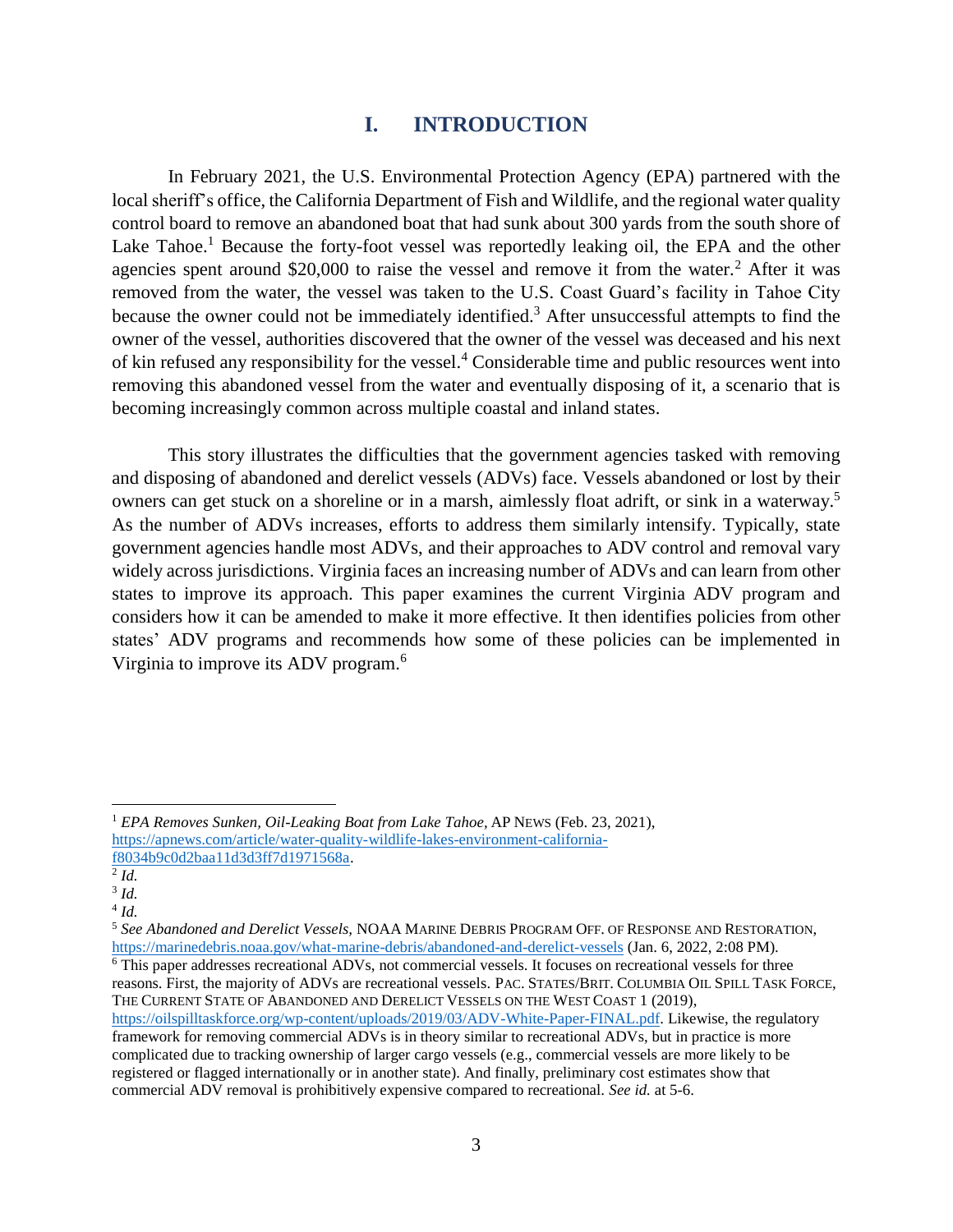# I. INTRODUCTION

In February 2021, the U.S. Environmental Protection Agency (EPA) partnered with the local sheriff's office, the California Department of Fish and Wildlife, and the regional water quality control board to remove an abandoned boat that had sunk about 300 yards from the south shore of Lake Tahoe.[1] Because the forty-foot vessel was reportedly leaking oil, the EPA and the other agencies spent around $20,000 to raise the vessel and remove it from the water.[2] After it was removed from the water, the vessel was taken to the U.S. Coast Guard's facility in Tahoe City because the owner could not be immediately identified.[3] After unsuccessful attempts to find the owner of the vessel, authorities discovered that the owner of the vessel was deceased and his next of kin refused any responsibility for the vessel.[4] Considerable time and public resources went into removing this abandoned vessel from the water and eventually disposing of it, a scenario that is becoming increasingly common across multiple coastal and inland states.

This story illustrates the difficulties that the government agencies tasked with removing and disposing of abandoned and derelict vessels (ADVs) face. Vessels abandoned or lost by their owners can get stuck on a shoreline or in a marsh, aimlessly float adrift, or sink in a waterway.[5] As the number of ADVs increases, efforts to address them similarly intensify. Typically, state government agencies handle most ADVs, and their approaches to ADV control and removal vary widely across jurisdictions. Virginia faces an increasing number of ADVs and can learn from other states to improve its approach. This paper examines the current Virginia ADV program and considers how it can be amended to make it more effective. It then identifies policies from other states' ADV programs and recommends how some of these policies can be implemented in Virginia to improve its ADV program.[6]

---

[1] *EPA Removes Sunken, Oil-Leaking Boat from Lake Tahoe*, AP NEWS (Feb. 23, 2021), https://apnews.com/article/water-quality-wildlife-lakes-environment-california-f8034b9c0d2baa11d3d3ff7d1971568a.

[2] *Id.*

[3] *Id.*

[4] *Id.*

[5] *See Abandoned and Derelict Vessels*, NOAA MARINE DEBRIS PROGRAM OFF. OF RESPONSE AND RESTORATION, https://marinedebris.noaa.gov/what-marine-debris/abandoned-and-derelict-vessels (Jan. 6, 2022, 2:08 PM).

[6] This paper addresses recreational ADVs, not commercial vessels. It focuses on recreational vessels for three reasons. First, the majority of ADVs are recreational vessels. PAC. STATES/BRIT. COLUMBIA OIL SPILL TASK FORCE, THE CURRENT STATE OF ABANDONED AND DERELICT VESSELS ON THE WEST COAST 1 (2019), https://oilspilltaskforce.org/wp-content/uploads/2019/03/ADV-White-Paper-FINAL.pdf. Likewise, the regulatory framework for removing commercial ADVs is in theory similar to recreational ADVs, but in practice is more complicated due to tracking ownership of larger cargo vessels (e.g., commercial vessels are more likely to be registered or flagged internationally or in another state). And finally, preliminary cost estimates show that commercial ADV removal is prohibitively expensive compared to recreational. *See id.* at 5-6.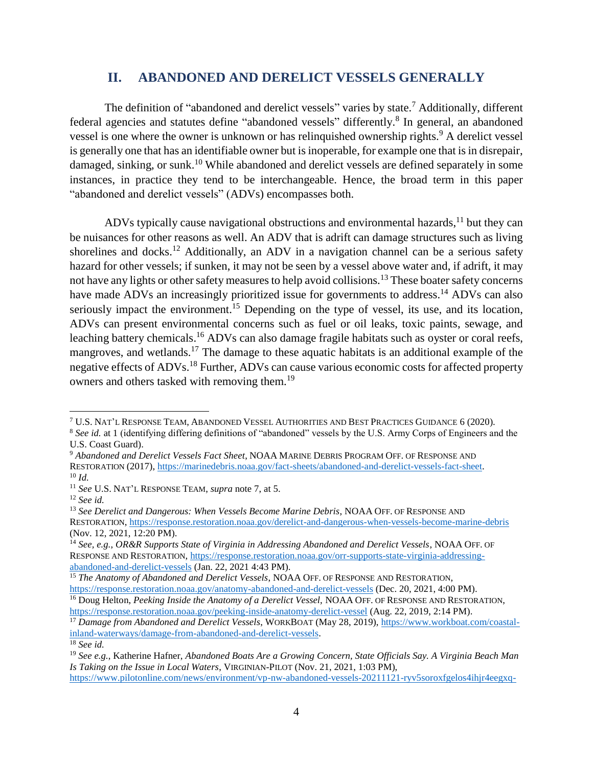## II. ABANDONED AND DERELICT VESSELS GENERALLY

The definition of "abandoned and derelict vessels" varies by state.[7] Additionally, different federal agencies and statutes define "abandoned vessels" differently.[8] In general, an abandoned vessel is one where the owner is unknown or has relinquished ownership rights.[9] A derelict vessel is generally one that has an identifiable owner but is inoperable, for example one that is in disrepair, damaged, sinking, or sunk.[10] While abandoned and derelict vessels are defined separately in some instances, in practice they tend to be interchangeable. Hence, the broad term in this paper "abandoned and derelict vessels" (ADVs) encompasses both.

ADVs typically cause navigational obstructions and environmental hazards,[11] but they can be nuisances for other reasons as well. An ADV that is adrift can damage structures such as living shorelines and docks.[12] Additionally, an ADV in a navigation channel can be a serious safety hazard for other vessels; if sunken, it may not be seen by a vessel above water and, if adrift, it may not have any lights or other safety measures to help avoid collisions.[13] These boater safety concerns have made ADVs an increasingly prioritized issue for governments to address.[14] ADVs can also seriously impact the environment.[15] Depending on the type of vessel, its use, and its location, ADVs can present environmental concerns such as fuel or oil leaks, toxic paints, sewage, and leaching battery chemicals.[16] ADVs can also damage fragile habitats such as oyster or coral reefs, mangroves, and wetlands.[17] The damage to these aquatic habitats is an additional example of the negative effects of ADVs.[18] Further, ADVs can cause various economic costs for affected property owners and others tasked with removing them.[19]

---

[7] U.S. NAT'L RESPONSE TEAM, ABANDONED VESSEL AUTHORITIES AND BEST PRACTICES GUIDANCE 6 (2020).

[8] *See id.* at 1 (identifying differing definitions of "abandoned" vessels by the U.S. Army Corps of Engineers and the U.S. Coast Guard).

[9] *Abandoned and Derelict Vessels Fact Sheet*, NOAA MARINE DEBRIS PROGRAM OFF. OF RESPONSE AND RESTORATION (2017), https://marinedebris.noaa.gov/fact-sheets/abandoned-and-derelict-vessels-fact-sheet.

[10] *Id.*

[11] *See* U.S. NAT'L RESPONSE TEAM, *supra* note 7, at 5.

[12] *See id.*

[13] *See Derelict and Dangerous: When Vessels Become Marine Debris*, NOAA OFF. OF RESPONSE AND RESTORATION, https://response.restoration.noaa.gov/derelict-and-dangerous-when-vessels-become-marine-debris (Nov. 12, 2021, 12:20 PM).

[14] *See, e.g.*, *OR&R Supports State of Virginia in Addressing Abandoned and Derelict Vessels*, NOAA OFF. OF RESPONSE AND RESTORATION, https://response.restoration.noaa.gov/orr-supports-state-virginia-addressing-abandoned-and-derelict-vessels (Jan. 22, 2021 4:43 PM).

[15] *The Anatomy of Abandoned and Derelict Vessels*, NOAA OFF. OF RESPONSE AND RESTORATION, https://response.restoration.noaa.gov/anatomy-abandoned-and-derelict-vessels (Dec. 20, 2021, 4:00 PM).

[16] Doug Helton, *Peeking Inside the Anatomy of a Derelict Vessel*, NOAA OFF. OF RESPONSE AND RESTORATION, https://response.restoration.noaa.gov/peeking-inside-anatomy-derelict-vessel (Aug. 22, 2019, 2:14 PM).

[17] *Damage from Abandoned and Derelict Vessels*, WORKBOAT (May 28, 2019), https://www.workboat.com/coastal-inland-waterways/damage-from-abandoned-and-derelict-vessels.

[18] *See id.*

[19] *See e.g.,* Katherine Hafner, *Abandoned Boats Are a Growing Concern, State Officials Say. A Virginia Beach Man Is Taking on the Issue in Local Waters*, VIRGINIAN-PILOT (Nov. 21, 2021, 1:03 PM), https://www.pilotonline.com/news/environment/vp-nw-abandoned-vessels-20211121-ryv5soroxfgelos4ihjr4eegxq-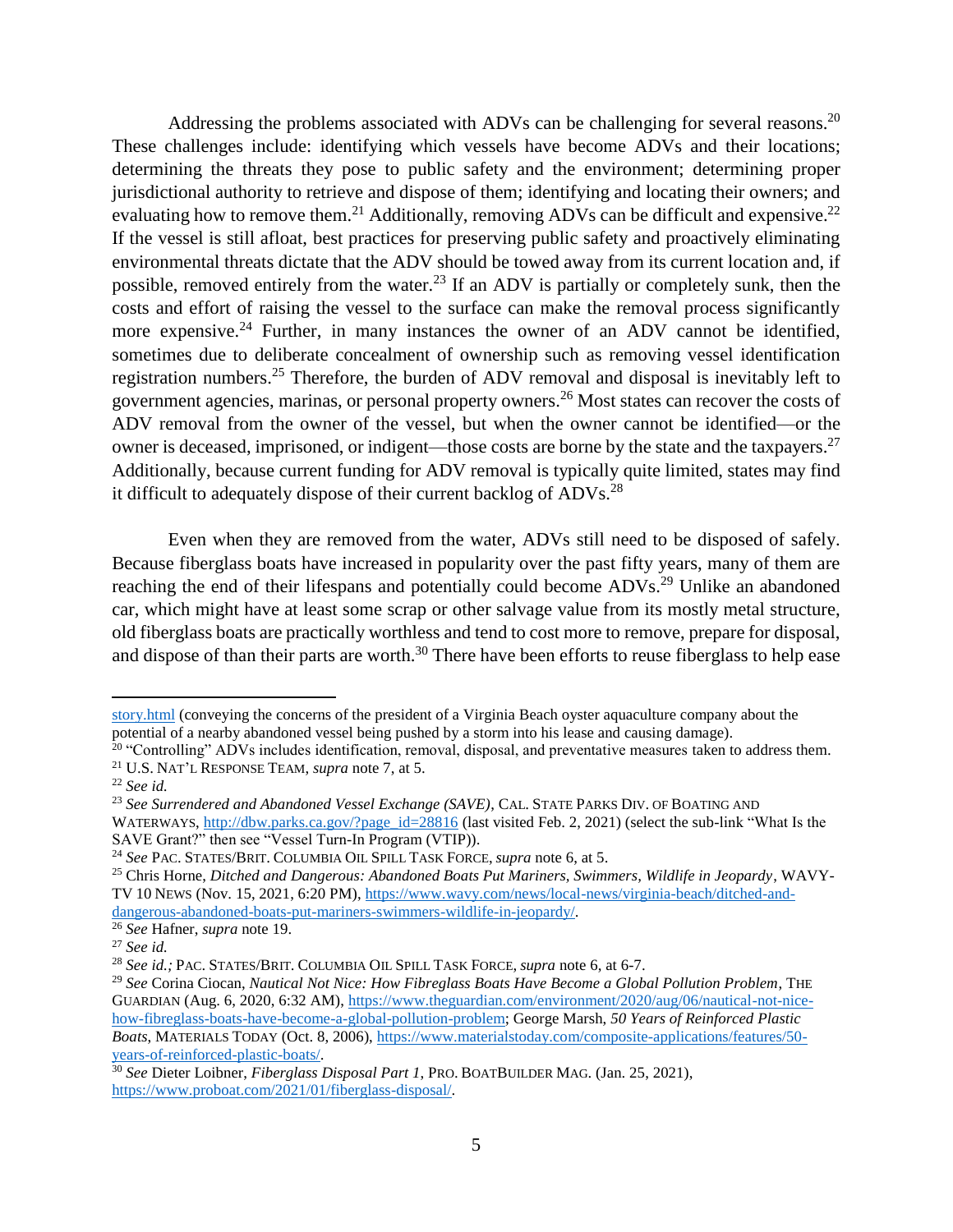Addressing the problems associated with ADVs can be challenging for several reasons.[20] These challenges include: identifying which vessels have become ADVs and their locations; determining the threats they pose to public safety and the environment; determining proper jurisdictional authority to retrieve and dispose of them; identifying and locating their owners; and evaluating how to remove them.[21] Additionally, removing ADVs can be difficult and expensive.[22] If the vessel is still afloat, best practices for preserving public safety and proactively eliminating environmental threats dictate that the ADV should be towed away from its current location and, if possible, removed entirely from the water.[23] If an ADV is partially or completely sunk, then the costs and effort of raising the vessel to the surface can make the removal process significantly more expensive.[24] Further, in many instances the owner of an ADV cannot be identified, sometimes due to deliberate concealment of ownership such as removing vessel identification registration numbers.[25] Therefore, the burden of ADV removal and disposal is inevitably left to government agencies, marinas, or personal property owners.[26] Most states can recover the costs of ADV removal from the owner of the vessel, but when the owner cannot be identified—or the owner is deceased, imprisoned, or indigent—those costs are borne by the state and the taxpayers.[27] Additionally, because current funding for ADV removal is typically quite limited, states may find it difficult to adequately dispose of their current backlog of ADVs.[28]

Even when they are removed from the water, ADVs still need to be disposed of safely. Because fiberglass boats have increased in popularity over the past fifty years, many of them are reaching the end of their lifespans and potentially could become ADVs.[29] Unlike an abandoned car, which might have at least some scrap or other salvage value from its mostly metal structure, old fiberglass boats are practically worthless and tend to cost more to remove, prepare for disposal, and dispose of than their parts are worth.[30] There have been efforts to reuse fiberglass to help ease

---

story.html (conveying the concerns of the president of a Virginia Beach oyster aquaculture company about the potential of a nearby abandoned vessel being pushed by a storm into his lease and causing damage).

[20] "Controlling" ADVs includes identification, removal, disposal, and preventative measures taken to address them.

[21] U.S. NAT'L RESPONSE TEAM, *supra* note 7, at 5.

[22] *See id.*

[23] *See Surrendered and Abandoned Vessel Exchange (SAVE)*, CAL. STATE PARKS DIV. OF BOATING AND WATERWAYS, http://dbw.parks.ca.gov/?page_id=28816 (last visited Feb. 2, 2021) (select the sub-link "What Is the SAVE Grant?" then see "Vessel Turn-In Program (VTIP)).

[24] *See* PAC. STATES/BRIT. COLUMBIA OIL SPILL TASK FORCE, *supra* note 6, at 5.

[25] Chris Horne, *Ditched and Dangerous: Abandoned Boats Put Mariners, Swimmers, Wildlife in Jeopardy*, WAVY-TV 10 NEWS (Nov. 15, 2021, 6:20 PM), https://www.wavy.com/news/local-news/virginia-beach/ditched-and-dangerous-abandoned-boats-put-mariners-swimmers-wildlife-in-jeopardy/.

[26] *See* Hafner, *supra* note 19.

[27] *See id.*

[28] *See id.;* PAC. STATES/BRIT. COLUMBIA OIL SPILL TASK FORCE, *supra* note 6, at 6-7.

[29] *See* Corina Ciocan, *Nautical Not Nice: How Fibreglass Boats Have Become a Global Pollution Problem*, THE GUARDIAN (Aug. 6, 2020, 6:32 AM), https://www.theguardian.com/environment/2020/aug/06/nautical-not-nice-how-fibreglass-boats-have-become-a-global-pollution-problem; George Marsh, *50 Years of Reinforced Plastic Boats*, MATERIALS TODAY (Oct. 8, 2006), https://www.materialstoday.com/composite-applications/features/50-years-of-reinforced-plastic-boats/.

[30] *See* Dieter Loibner, *Fiberglass Disposal Part 1*, PRO. BOATBUILDER MAG. (Jan. 25, 2021), https://www.proboat.com/2021/01/fiberglass-disposal/.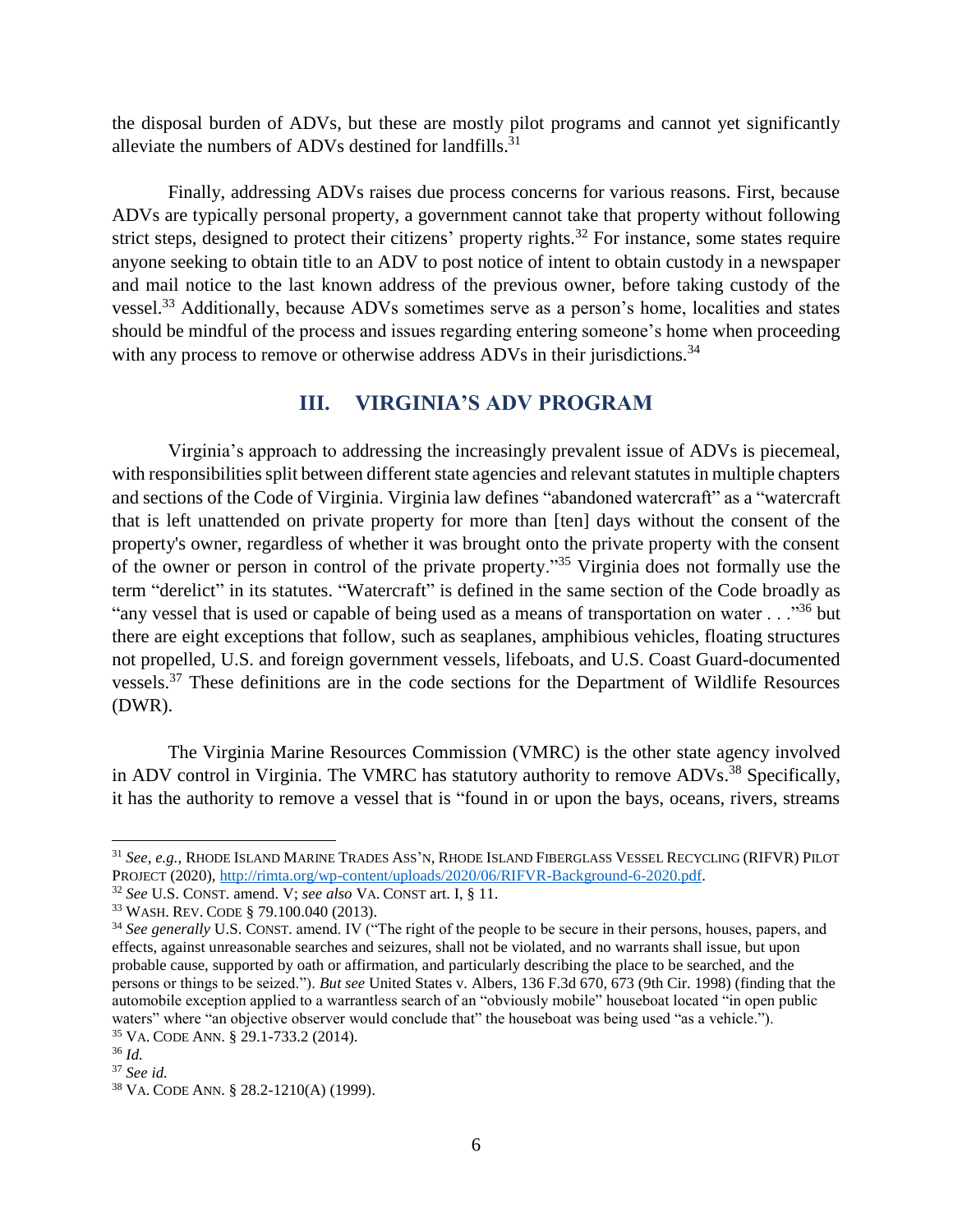the disposal burden of ADVs, but these are mostly pilot programs and cannot yet significantly alleviate the numbers of ADVs destined for landfills.[31]

Finally, addressing ADVs raises due process concerns for various reasons. First, because ADVs are typically personal property, a government cannot take that property without following strict steps, designed to protect their citizens' property rights.[32] For instance, some states require anyone seeking to obtain title to an ADV to post notice of intent to obtain custody in a newspaper and mail notice to the last known address of the previous owner, before taking custody of the vessel.[33] Additionally, because ADVs sometimes serve as a person's home, localities and states should be mindful of the process and issues regarding entering someone's home when proceeding with any process to remove or otherwise address ADVs in their jurisdictions.[34]

## III. VIRGINIA'S ADV PROGRAM

Virginia's approach to addressing the increasingly prevalent issue of ADVs is piecemeal, with responsibilities split between different state agencies and relevant statutes in multiple chapters and sections of the Code of Virginia. Virginia law defines "abandoned watercraft" as a "watercraft that is left unattended on private property for more than [ten] days without the consent of the property's owner, regardless of whether it was brought onto the private property with the consent of the owner or person in control of the private property."[35] Virginia does not formally use the term "derelict" in its statutes. "Watercraft" is defined in the same section of the Code broadly as "any vessel that is used or capable of being used as a means of transportation on water . . ."[36] but there are eight exceptions that follow, such as seaplanes, amphibious vehicles, floating structures not propelled, U.S. and foreign government vessels, lifeboats, and U.S. Coast Guard-documented vessels.[37] These definitions are in the code sections for the Department of Wildlife Resources (DWR).

The Virginia Marine Resources Commission (VMRC) is the other state agency involved in ADV control in Virginia. The VMRC has statutory authority to remove ADVs.[38] Specifically, it has the authority to remove a vessel that is "found in or upon the bays, oceans, rivers, streams

---

[31] *See, e.g.*, RHODE ISLAND MARINE TRADES ASS'N, RHODE ISLAND FIBERGLASS VESSEL RECYCLING (RIFVR) PILOT PROJECT (2020), http://rimta.org/wp-content/uploads/2020/06/RIFVR-Background-6-2020.pdf.

[32] *See* U.S. CONST. amend. V; *see also* VA. CONST art. I, § 11.

[33] WASH. REV. CODE § 79.100.040 (2013).

[34] *See generally* U.S. CONST. amend. IV ("The right of the people to be secure in their persons, houses, papers, and effects, against unreasonable searches and seizures, shall not be violated, and no warrants shall issue, but upon probable cause, supported by oath or affirmation, and particularly describing the place to be searched, and the persons or things to be seized."). *But see* United States v. Albers, 136 F.3d 670, 673 (9th Cir. 1998) (finding that the automobile exception applied to a warrantless search of an "obviously mobile" houseboat located "in open public waters" where "an objective observer would conclude that" the houseboat was being used "as a vehicle.").

[35] VA. CODE ANN. § 29.1-733.2 (2014).

[36] *Id.*

[37] *See id.*

[38] VA. CODE ANN. § 28.2-1210(A) (1999).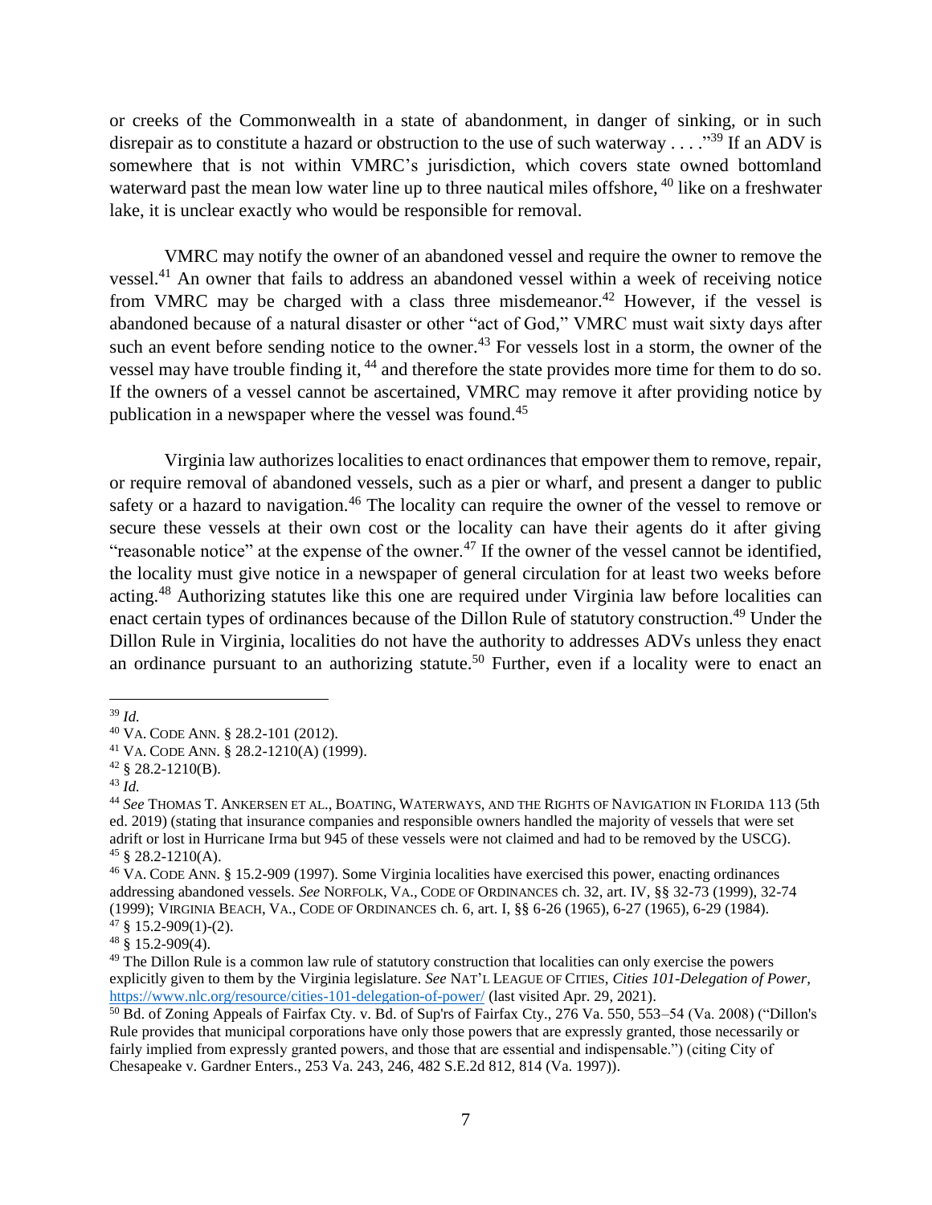or creeks of the Commonwealth in a state of abandonment, in danger of sinking, or in such disrepair as to constitute a hazard or obstruction to the use of such waterway . . . ."[39] If an ADV is somewhere that is not within VMRC's jurisdiction, which covers state owned bottomland waterward past the mean low water line up to three nautical miles offshore, [40] like on a freshwater lake, it is unclear exactly who would be responsible for removal.

VMRC may notify the owner of an abandoned vessel and require the owner to remove the vessel.[41] An owner that fails to address an abandoned vessel within a week of receiving notice from VMRC may be charged with a class three misdemeanor.[42] However, if the vessel is abandoned because of a natural disaster or other "act of God," VMRC must wait sixty days after such an event before sending notice to the owner.[43] For vessels lost in a storm, the owner of the vessel may have trouble finding it, [44] and therefore the state provides more time for them to do so. If the owners of a vessel cannot be ascertained, VMRC may remove it after providing notice by publication in a newspaper where the vessel was found.[45]

Virginia law authorizes localities to enact ordinances that empower them to remove, repair, or require removal of abandoned vessels, such as a pier or wharf, and present a danger to public safety or a hazard to navigation.[46] The locality can require the owner of the vessel to remove or secure these vessels at their own cost or the locality can have their agents do it after giving "reasonable notice" at the expense of the owner.[47] If the owner of the vessel cannot be identified, the locality must give notice in a newspaper of general circulation for at least two weeks before acting.[48] Authorizing statutes like this one are required under Virginia law before localities can enact certain types of ordinances because of the Dillon Rule of statutory construction.[49] Under the Dillon Rule in Virginia, localities do not have the authority to addresses ADVs unless they enact an ordinance pursuant to an authorizing statute.[50] Further, even if a locality were to enact an

---

[39] *Id.*

[40] VA. CODE ANN. § 28.2-101 (2012).

[41] VA. CODE ANN. § 28.2-1210(A) (1999).

[42] § 28.2-1210(B).

[43] *Id.*

[44] *See* THOMAS T. ANKERSEN ET AL., BOATING, WATERWAYS, AND THE RIGHTS OF NAVIGATION IN FLORIDA 113 (5th ed. 2019) (stating that insurance companies and responsible owners handled the majority of vessels that were set adrift or lost in Hurricane Irma but 945 of these vessels were not claimed and had to be removed by the USCG).

[45] § 28.2-1210(A).

[46] VA. CODE ANN. § 15.2-909 (1997). Some Virginia localities have exercised this power, enacting ordinances addressing abandoned vessels. *See* NORFOLK, VA., CODE OF ORDINANCES ch. 32, art. IV, §§ 32-73 (1999), 32-74 (1999); VIRGINIA BEACH, VA., CODE OF ORDINANCES ch. 6, art. I, §§ 6-26 (1965), 6-27 (1965), 6-29 (1984).

[47] § 15.2-909(1)-(2).

[48] § 15.2-909(4).

[49] The Dillon Rule is a common law rule of statutory construction that localities can only exercise the powers explicitly given to them by the Virginia legislature. *See* NAT'L LEAGUE OF CITIES, *Cities 101-Delegation of Power*, https://www.nlc.org/resource/cities-101-delegation-of-power/ (last visited Apr. 29, 2021).

[50] Bd. of Zoning Appeals of Fairfax Cty. v. Bd. of Sup'rs of Fairfax Cty., 276 Va. 550, 553–54 (Va. 2008) ("Dillon's Rule provides that municipal corporations have only those powers that are expressly granted, those necessarily or fairly implied from expressly granted powers, and those that are essential and indispensable.") (citing City of Chesapeake v. Gardner Enters., 253 Va. 243, 246, 482 S.E.2d 812, 814 (Va. 1997)).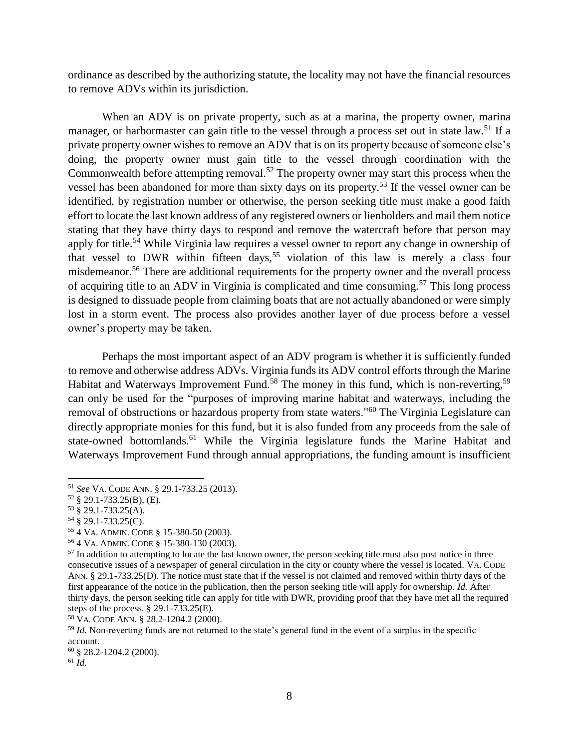ordinance as described by the authorizing statute, the locality may not have the financial resources to remove ADVs within its jurisdiction.

When an ADV is on private property, such as at a marina, the property owner, marina manager, or harbormaster can gain title to the vessel through a process set out in state law.[51] If a private property owner wishes to remove an ADV that is on its property because of someone else's doing, the property owner must gain title to the vessel through coordination with the Commonwealth before attempting removal.[52] The property owner may start this process when the vessel has been abandoned for more than sixty days on its property.[53] If the vessel owner can be identified, by registration number or otherwise, the person seeking title must make a good faith effort to locate the last known address of any registered owners or lienholders and mail them notice stating that they have thirty days to respond and remove the watercraft before that person may apply for title.[54] While Virginia law requires a vessel owner to report any change in ownership of that vessel to DWR within fifteen days,[55] violation of this law is merely a class four misdemeanor.[56] There are additional requirements for the property owner and the overall process of acquiring title to an ADV in Virginia is complicated and time consuming.[57] This long process is designed to dissuade people from claiming boats that are not actually abandoned or were simply lost in a storm event. The process also provides another layer of due process before a vessel owner's property may be taken.

Perhaps the most important aspect of an ADV program is whether it is sufficiently funded to remove and otherwise address ADVs. Virginia funds its ADV control efforts through the Marine Habitat and Waterways Improvement Fund.[58] The money in this fund, which is non-reverting,[59] can only be used for the "purposes of improving marine habitat and waterways, including the removal of obstructions or hazardous property from state waters."[60] The Virginia Legislature can directly appropriate monies for this fund, but it is also funded from any proceeds from the sale of state-owned bottomlands.[61] While the Virginia legislature funds the Marine Habitat and Waterways Improvement Fund through annual appropriations, the funding amount is insufficient

---

[51] *See* VA. CODE ANN. § 29.1-733.25 (2013).

[52] § 29.1-733.25(B), (E).

[53] § 29.1-733.25(A).

[54] § 29.1-733.25(C).

[55] 4 VA. ADMIN. CODE § 15-380-50 (2003).

[56] 4 VA. ADMIN. CODE § 15-380-130 (2003).

[57] In addition to attempting to locate the last known owner, the person seeking title must also post notice in three consecutive issues of a newspaper of general circulation in the city or county where the vessel is located. VA. CODE ANN. § 29.1-733.25(D). The notice must state that if the vessel is not claimed and removed within thirty days of the first appearance of the notice in the publication, then the person seeking title will apply for ownership. *Id.* After thirty days, the person seeking title can apply for title with DWR, providing proof that they have met all the required steps of the process. § 29.1-733.25(E).

[58] VA. CODE ANN. § 28.2-1204.2 (2000).

[59] *Id.* Non-reverting funds are not returned to the state's general fund in the event of a surplus in the specific account.

[60] § 28.2-1204.2 (2000).

[61] *Id.*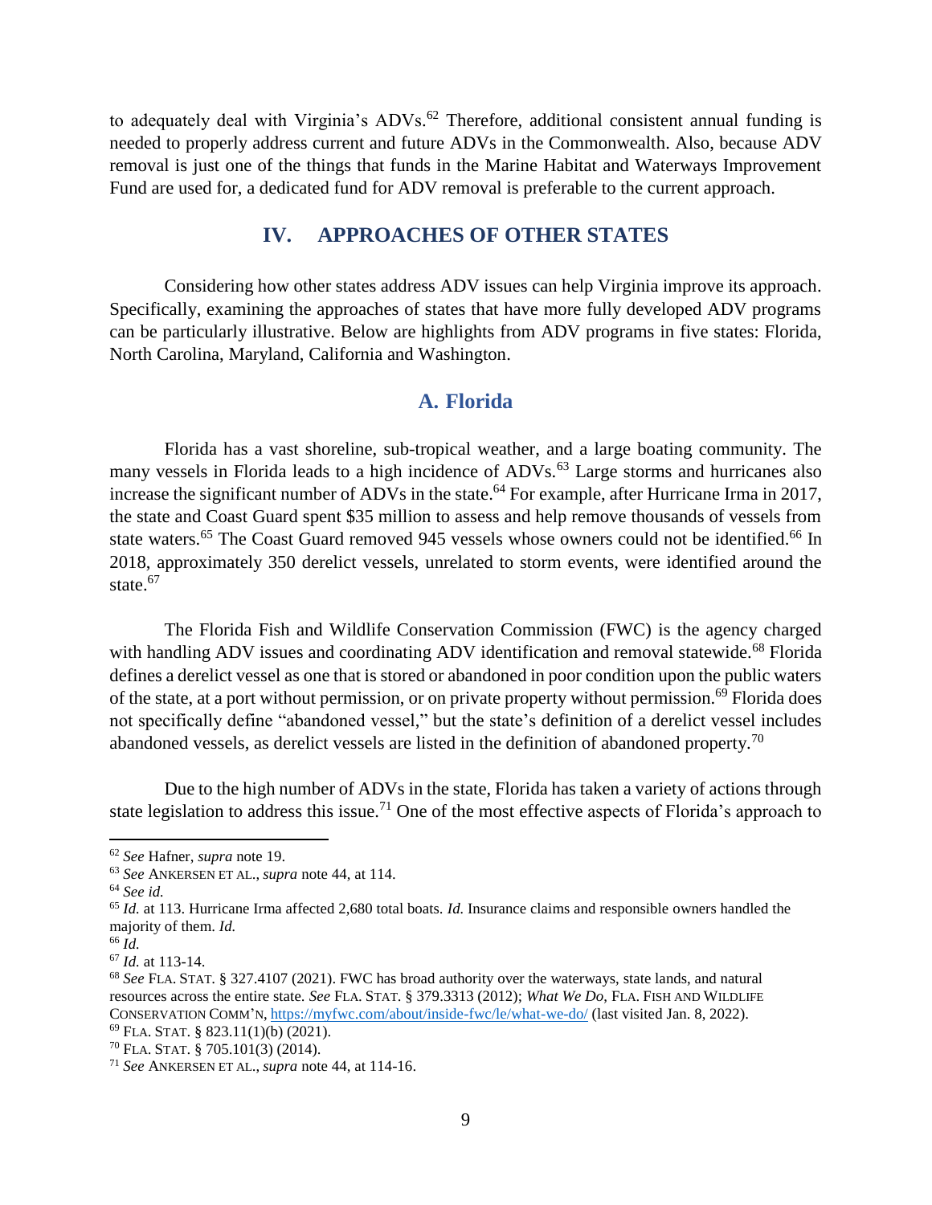to adequately deal with Virginia's ADVs.[62] Therefore, additional consistent annual funding is needed to properly address current and future ADVs in the Commonwealth. Also, because ADV removal is just one of the things that funds in the Marine Habitat and Waterways Improvement Fund are used for, a dedicated fund for ADV removal is preferable to the current approach.

## IV. APPROACHES OF OTHER STATES

Considering how other states address ADV issues can help Virginia improve its approach. Specifically, examining the approaches of states that have more fully developed ADV programs can be particularly illustrative. Below are highlights from ADV programs in five states: Florida, North Carolina, Maryland, California and Washington.

### A. Florida

Florida has a vast shoreline, sub-tropical weather, and a large boating community. The many vessels in Florida leads to a high incidence of ADVs.[63] Large storms and hurricanes also increase the significant number of ADVs in the state.[64] For example, after Hurricane Irma in 2017, the state and Coast Guard spent $35 million to assess and help remove thousands of vessels from state waters.[65] The Coast Guard removed 945 vessels whose owners could not be identified.[66] In 2018, approximately 350 derelict vessels, unrelated to storm events, were identified around the state.[67]

The Florida Fish and Wildlife Conservation Commission (FWC) is the agency charged with handling ADV issues and coordinating ADV identification and removal statewide.[68] Florida defines a derelict vessel as one that is stored or abandoned in poor condition upon the public waters of the state, at a port without permission, or on private property without permission.[69] Florida does not specifically define "abandoned vessel," but the state's definition of a derelict vessel includes abandoned vessels, as derelict vessels are listed in the definition of abandoned property.[70]

Due to the high number of ADVs in the state, Florida has taken a variety of actions through state legislation to address this issue.[71] One of the most effective aspects of Florida's approach to

---

[62] *See* Hafner, *supra* note 19.

[63] *See* ANKERSEN ET AL., *supra* note 44, at 114.

[64] *See id.*

[65] *Id.* at 113. Hurricane Irma affected 2,680 total boats. *Id.* Insurance claims and responsible owners handled the majority of them. *Id.*

[66] *Id.*

[67] *Id.* at 113-14.

[68] *See* FLA. STAT. § 327.4107 (2021). FWC has broad authority over the waterways, state lands, and natural resources across the entire state. *See* FLA. STAT. § 379.3313 (2012); *What We Do*, FLA. FISH AND WILDLIFE CONSERVATION COMM'N, https://myfwc.com/about/inside-fwc/le/what-we-do/ (last visited Jan. 8, 2022).

[69] FLA. STAT. § 823.11(1)(b) (2021).

[70] FLA. STAT. § 705.101(3) (2014).

[71] *See* ANKERSEN ET AL., *supra* note 44, at 114-16.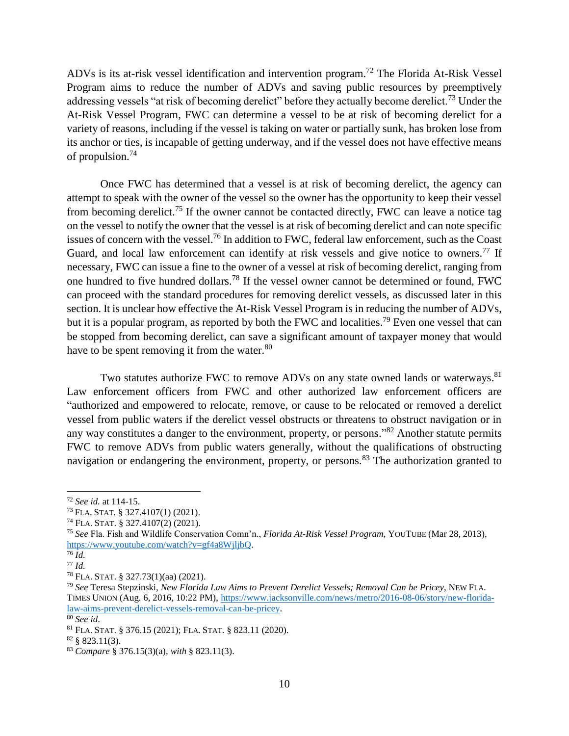ADVs is its at-risk vessel identification and intervention program.[72] The Florida At-Risk Vessel Program aims to reduce the number of ADVs and saving public resources by preemptively addressing vessels "at risk of becoming derelict" before they actually become derelict.[73] Under the At-Risk Vessel Program, FWC can determine a vessel to be at risk of becoming derelict for a variety of reasons, including if the vessel is taking on water or partially sunk, has broken lose from its anchor or ties, is incapable of getting underway, and if the vessel does not have effective means of propulsion.[74]

Once FWC has determined that a vessel is at risk of becoming derelict, the agency can attempt to speak with the owner of the vessel so the owner has the opportunity to keep their vessel from becoming derelict.[75] If the owner cannot be contacted directly, FWC can leave a notice tag on the vessel to notify the owner that the vessel is at risk of becoming derelict and can note specific issues of concern with the vessel.[76] In addition to FWC, federal law enforcement, such as the Coast Guard, and local law enforcement can identify at risk vessels and give notice to owners.[77] If necessary, FWC can issue a fine to the owner of a vessel at risk of becoming derelict, ranging from one hundred to five hundred dollars.[78] If the vessel owner cannot be determined or found, FWC can proceed with the standard procedures for removing derelict vessels, as discussed later in this section. It is unclear how effective the At-Risk Vessel Program is in reducing the number of ADVs, but it is a popular program, as reported by both the FWC and localities.[79] Even one vessel that can be stopped from becoming derelict, can save a significant amount of taxpayer money that would have to be spent removing it from the water.[80]

Two statutes authorize FWC to remove ADVs on any state owned lands or waterways.[81] Law enforcement officers from FWC and other authorized law enforcement officers are "authorized and empowered to relocate, remove, or cause to be relocated or removed a derelict vessel from public waters if the derelict vessel obstructs or threatens to obstruct navigation or in any way constitutes a danger to the environment, property, or persons."[82] Another statute permits FWC to remove ADVs from public waters generally, without the qualifications of obstructing navigation or endangering the environment, property, or persons.[83] The authorization granted to

---

[72] *See id.* at 114-15.

[73] FLA. STAT. § 327.4107(1) (2021).

[74] FLA. STAT. § 327.4107(2) (2021).

[75] *See* Fla. Fish and Wildlife Conservation Comn'n., *Florida At-Risk Vessel Program*, YOUTUBE (Mar 28, 2013), https://www.youtube.com/watch?v=gf4a8WjljbQ.

[76] *Id.*

[77] *Id.*

[78] FLA. STAT. § 327.73(1)(aa) (2021).

[79] *See* Teresa Stepzinski, *New Florida Law Aims to Prevent Derelict Vessels; Removal Can be Pricey*, NEW FLA. TIMES UNION (Aug. 6, 2016, 10:22 PM), https://www.jacksonville.com/news/metro/2016-08-06/story/new-florida-law-aims-prevent-derelict-vessels-removal-can-be-pricey.

[80] *See id*.

[81] FLA. STAT. § 376.15 (2021); FLA. STAT. § 823.11 (2020).

[82] § 823.11(3).

[83] *Compare* § 376.15(3)(a), *with* § 823.11(3).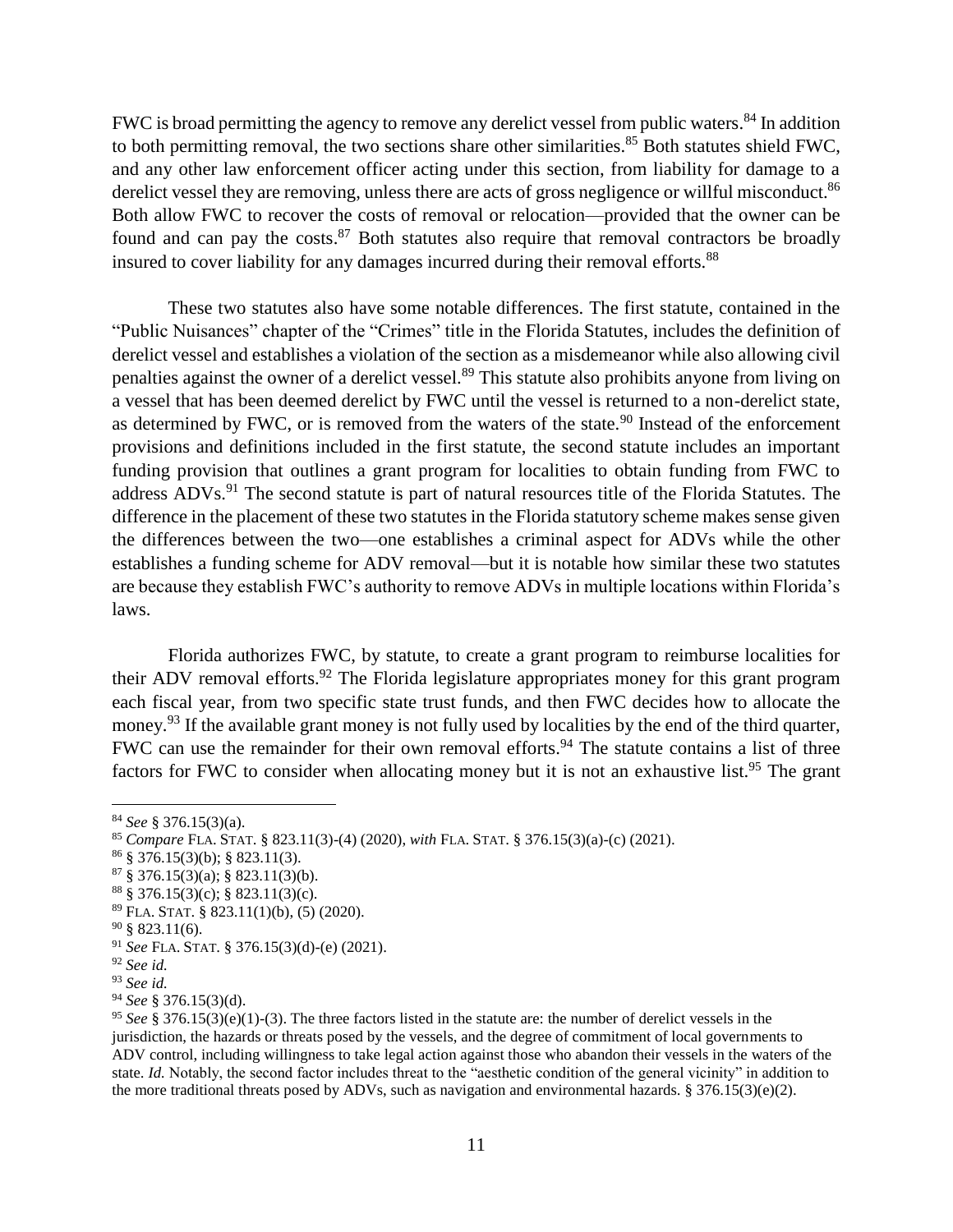FWC is broad permitting the agency to remove any derelict vessel from public waters.[84] In addition to both permitting removal, the two sections share other similarities.[85] Both statutes shield FWC, and any other law enforcement officer acting under this section, from liability for damage to a derelict vessel they are removing, unless there are acts of gross negligence or willful misconduct.[86] Both allow FWC to recover the costs of removal or relocation—provided that the owner can be found and can pay the costs.[87] Both statutes also require that removal contractors be broadly insured to cover liability for any damages incurred during their removal efforts.[88]

These two statutes also have some notable differences. The first statute, contained in the "Public Nuisances" chapter of the "Crimes" title in the Florida Statutes, includes the definition of derelict vessel and establishes a violation of the section as a misdemeanor while also allowing civil penalties against the owner of a derelict vessel.[89] This statute also prohibits anyone from living on a vessel that has been deemed derelict by FWC until the vessel is returned to a non-derelict state, as determined by FWC, or is removed from the waters of the state.[90] Instead of the enforcement provisions and definitions included in the first statute, the second statute includes an important funding provision that outlines a grant program for localities to obtain funding from FWC to address ADVs.[91] The second statute is part of natural resources title of the Florida Statutes. The difference in the placement of these two statutes in the Florida statutory scheme makes sense given the differences between the two—one establishes a criminal aspect for ADVs while the other establishes a funding scheme for ADV removal—but it is notable how similar these two statutes are because they establish FWC's authority to remove ADVs in multiple locations within Florida's laws.

Florida authorizes FWC, by statute, to create a grant program to reimburse localities for their ADV removal efforts.[92] The Florida legislature appropriates money for this grant program each fiscal year, from two specific state trust funds, and then FWC decides how to allocate the money.[93] If the available grant money is not fully used by localities by the end of the third quarter, FWC can use the remainder for their own removal efforts.[94] The statute contains a list of three factors for FWC to consider when allocating money but it is not an exhaustive list.[95] The grant

---

[84] *See* § 376.15(3)(a).

[85] *Compare* FLA. STAT. § 823.11(3)-(4) (2020), *with* FLA. STAT. § 376.15(3)(a)-(c) (2021).

[86] § 376.15(3)(b); § 823.11(3).

[87] § 376.15(3)(a); § 823.11(3)(b).

[88] § 376.15(3)(c); § 823.11(3)(c).

[89] FLA. STAT. § 823.11(1)(b), (5) (2020).

[90] § 823.11(6).

[91] *See* FLA. STAT. § 376.15(3)(d)-(e) (2021).

[92] *See id.*

[93] *See id.*

[94] *See* § 376.15(3)(d).

[95] *See* § 376.15(3)(e)(1)-(3). The three factors listed in the statute are: the number of derelict vessels in the jurisdiction, the hazards or threats posed by the vessels, and the degree of commitment of local governments to ADV control, including willingness to take legal action against those who abandon their vessels in the waters of the state. *Id.* Notably, the second factor includes threat to the "aesthetic condition of the general vicinity" in addition to the more traditional threats posed by ADVs, such as navigation and environmental hazards. § 376.15(3)(e)(2).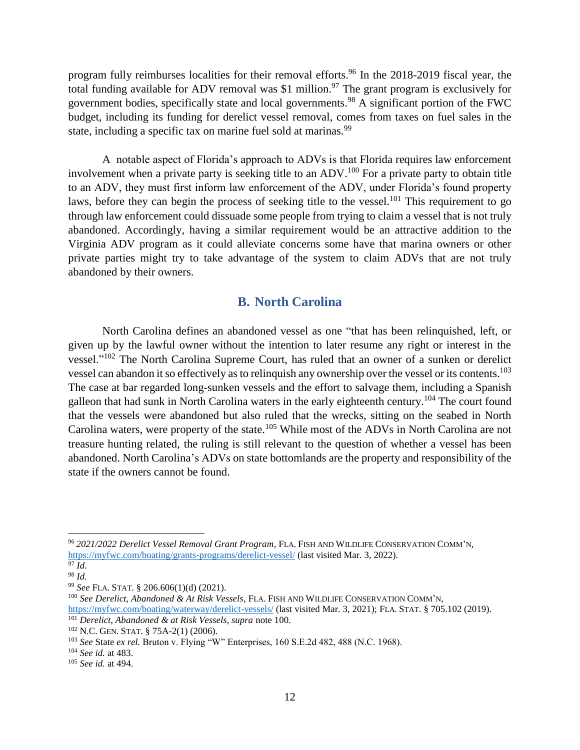program fully reimburses localities for their removal efforts.[96] In the 2018-2019 fiscal year, the total funding available for ADV removal was $1 million.[97] The grant program is exclusively for government bodies, specifically state and local governments.[98] A significant portion of the FWC budget, including its funding for derelict vessel removal, comes from taxes on fuel sales in the state, including a specific tax on marine fuel sold at marinas.[99]

A notable aspect of Florida's approach to ADVs is that Florida requires law enforcement involvement when a private party is seeking title to an ADV.[100] For a private party to obtain title to an ADV, they must first inform law enforcement of the ADV, under Florida's found property laws, before they can begin the process of seeking title to the vessel.[101] This requirement to go through law enforcement could dissuade some people from trying to claim a vessel that is not truly abandoned. Accordingly, having a similar requirement would be an attractive addition to the Virginia ADV program as it could alleviate concerns some have that marina owners or other private parties might try to take advantage of the system to claim ADVs that are not truly abandoned by their owners.

## B. North Carolina

North Carolina defines an abandoned vessel as one "that has been relinquished, left, or given up by the lawful owner without the intention to later resume any right or interest in the vessel."[102] The North Carolina Supreme Court, has ruled that an owner of a sunken or derelict vessel can abandon it so effectively as to relinquish any ownership over the vessel or its contents.[103] The case at bar regarded long-sunken vessels and the effort to salvage them, including a Spanish galleon that had sunk in North Carolina waters in the early eighteenth century.[104] The court found that the vessels were abandoned but also ruled that the wrecks, sitting on the seabed in North Carolina waters, were property of the state.[105] While most of the ADVs in North Carolina are not treasure hunting related, the ruling is still relevant to the question of whether a vessel has been abandoned. North Carolina's ADVs on state bottomlands are the property and responsibility of the state if the owners cannot be found.

---

[96] *2021/2022 Derelict Vessel Removal Grant Program*, FLA. FISH AND WILDLIFE CONSERVATION COMM'N, https://myfwc.com/boating/grants-programs/derelict-vessel/ (last visited Mar. 3, 2022).

[97] *Id.*

[98] *Id.*

[99] *See* FLA. STAT. § 206.606(1)(d) (2021).

[100] *See Derelict, Abandoned & At Risk Vessels*, FLA. FISH AND WILDLIFE CONSERVATION COMM'N, https://myfwc.com/boating/waterway/derelict-vessels/ (last visited Mar. 3, 2021); FLA. STAT. § 705.102 (2019).

[101] *Derelict, Abandoned & at Risk Vessels, supra* note 100.

[102] N.C. GEN. STAT. § 75A-2(1) (2006).

[103] *See* State *ex rel.* Bruton v. Flying "W" Enterprises, 160 S.E.2d 482, 488 (N.C. 1968).

[104] *See id.* at 483.

[105] *See id.* at 494.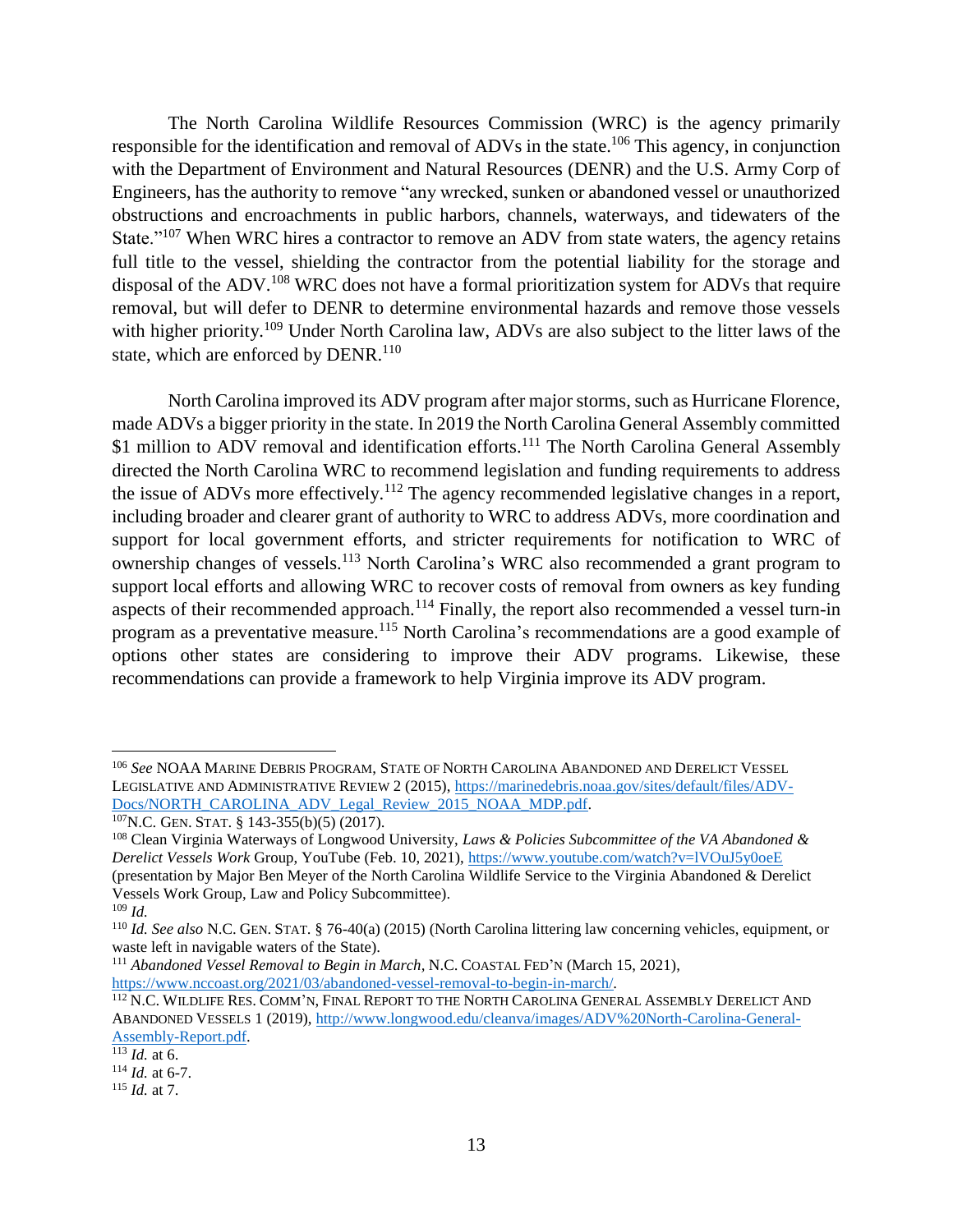The North Carolina Wildlife Resources Commission (WRC) is the agency primarily responsible for the identification and removal of ADVs in the state.[106] This agency, in conjunction with the Department of Environment and Natural Resources (DENR) and the U.S. Army Corp of Engineers, has the authority to remove "any wrecked, sunken or abandoned vessel or unauthorized obstructions and encroachments in public harbors, channels, waterways, and tidewaters of the State."[107] When WRC hires a contractor to remove an ADV from state waters, the agency retains full title to the vessel, shielding the contractor from the potential liability for the storage and disposal of the ADV.[108] WRC does not have a formal prioritization system for ADVs that require removal, but will defer to DENR to determine environmental hazards and remove those vessels with higher priority.[109] Under North Carolina law, ADVs are also subject to the litter laws of the state, which are enforced by DENR.[110]

North Carolina improved its ADV program after major storms, such as Hurricane Florence, made ADVs a bigger priority in the state. In 2019 the North Carolina General Assembly committed $1 million to ADV removal and identification efforts.[111] The North Carolina General Assembly directed the North Carolina WRC to recommend legislation and funding requirements to address the issue of ADVs more effectively.[112] The agency recommended legislative changes in a report, including broader and clearer grant of authority to WRC to address ADVs, more coordination and support for local government efforts, and stricter requirements for notification to WRC of ownership changes of vessels.[113] North Carolina's WRC also recommended a grant program to support local efforts and allowing WRC to recover costs of removal from owners as key funding aspects of their recommended approach.[114] Finally, the report also recommended a vessel turn-in program as a preventative measure.[115] North Carolina's recommendations are a good example of options other states are considering to improve their ADV programs. Likewise, these recommendations can provide a framework to help Virginia improve its ADV program.

---

[106] *See* NOAA MARINE DEBRIS PROGRAM, STATE OF NORTH CAROLINA ABANDONED AND DERELICT VESSEL LEGISLATIVE AND ADMINISTRATIVE REVIEW 2 (2015), https://marinedebris.noaa.gov/sites/default/files/ADV-Docs/NORTH_CAROLINA_ADV_Legal_Review_2015_NOAA_MDP.pdf.

[107] N.C. GEN. STAT. § 143-355(b)(5) (2017).

[108] Clean Virginia Waterways of Longwood University, *Laws & Policies Subcommittee of the VA Abandoned & Derelict Vessels Work* Group, YouTube (Feb. 10, 2021), https://www.youtube.com/watch?v=lVOuJ5y0oeE (presentation by Major Ben Meyer of the North Carolina Wildlife Service to the Virginia Abandoned & Derelict Vessels Work Group, Law and Policy Subcommittee).

[109] *Id.*

[110] *Id. See also* N.C. GEN. STAT. § 76-40(a) (2015) (North Carolina littering law concerning vehicles, equipment, or waste left in navigable waters of the State).

[111] *Abandoned Vessel Removal to Begin in March*, N.C. COASTAL FED'N (March 15, 2021), https://www.nccoast.org/2021/03/abandoned-vessel-removal-to-begin-in-march/.

[112] N.C. WILDLIFE RES. COMM'N, FINAL REPORT TO THE NORTH CAROLINA GENERAL ASSEMBLY DERELICT AND ABANDONED VESSELS 1 (2019), http://www.longwood.edu/cleanva/images/ADV%20North-Carolina-General-Assembly-Report.pdf.

[113] *Id.* at 6.

[114] *Id.* at 6-7.

[115] *Id.* at 7.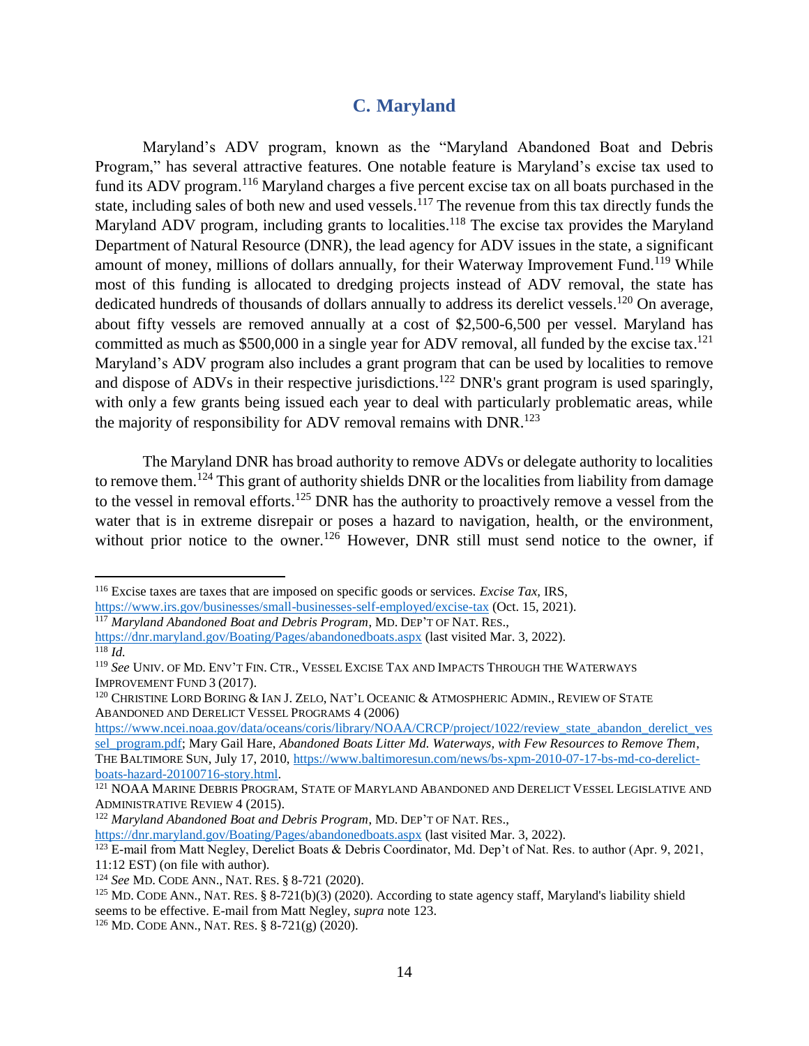## C. Maryland

Maryland's ADV program, known as the "Maryland Abandoned Boat and Debris Program," has several attractive features. One notable feature is Maryland's excise tax used to fund its ADV program.[116] Maryland charges a five percent excise tax on all boats purchased in the state, including sales of both new and used vessels.[117] The revenue from this tax directly funds the Maryland ADV program, including grants to localities.[118] The excise tax provides the Maryland Department of Natural Resource (DNR), the lead agency for ADV issues in the state, a significant amount of money, millions of dollars annually, for their Waterway Improvement Fund.[119] While most of this funding is allocated to dredging projects instead of ADV removal, the state has dedicated hundreds of thousands of dollars annually to address its derelict vessels.[120] On average, about fifty vessels are removed annually at a cost of $2,500-6,500 per vessel. Maryland has committed as much as $500,000 in a single year for ADV removal, all funded by the excise tax.[121] Maryland's ADV program also includes a grant program that can be used by localities to remove and dispose of ADVs in their respective jurisdictions.[122] DNR's grant program is used sparingly, with only a few grants being issued each year to deal with particularly problematic areas, while the majority of responsibility for ADV removal remains with DNR.[123]

The Maryland DNR has broad authority to remove ADVs or delegate authority to localities to remove them.[124] This grant of authority shields DNR or the localities from liability from damage to the vessel in removal efforts.[125] DNR has the authority to proactively remove a vessel from the water that is in extreme disrepair or poses a hazard to navigation, health, or the environment, without prior notice to the owner.[126] However, DNR still must send notice to the owner, if

---

[116] Excise taxes are taxes that are imposed on specific goods or services. *Excise Tax*, IRS, https://www.irs.gov/businesses/small-businesses-self-employed/excise-tax (Oct. 15, 2021).

[117] *Maryland Abandoned Boat and Debris Program*, MD. DEP'T OF NAT. RES., https://dnr.maryland.gov/Boating/Pages/abandonedboats.aspx (last visited Mar. 3, 2022).

[118] *Id.*

[119] *See* UNIV. OF MD. ENV'T FIN. CTR., VESSEL EXCISE TAX AND IMPACTS THROUGH THE WATERWAYS IMPROVEMENT FUND 3 (2017).

[120] CHRISTINE LORD BORING & IAN J. ZELO, NAT'L OCEANIC & ATMOSPHERIC ADMIN., REVIEW OF STATE ABANDONED AND DERELICT VESSEL PROGRAMS 4 (2006) https://www.ncei.noaa.gov/data/oceans/coris/library/NOAA/CRCP/project/1022/review_state_abandon_derelict_vessel_program.pdf; Mary Gail Hare, *Abandoned Boats Litter Md. Waterways, with Few Resources to Remove Them*, THE BALTIMORE SUN, July 17, 2010, https://www.baltimoresun.com/news/bs-xpm-2010-07-17-bs-md-co-derelict-boats-hazard-20100716-story.html.

[121] NOAA MARINE DEBRIS PROGRAM, STATE OF MARYLAND ABANDONED AND DERELICT VESSEL LEGISLATIVE AND ADMINISTRATIVE REVIEW 4 (2015).

[122] *Maryland Abandoned Boat and Debris Program*, MD. DEP'T OF NAT. RES., https://dnr.maryland.gov/Boating/Pages/abandonedboats.aspx (last visited Mar. 3, 2022).

[123] E-mail from Matt Negley, Derelict Boats & Debris Coordinator, Md. Dep't of Nat. Res. to author (Apr. 9, 2021, 11:12 EST) (on file with author).

[124] *See* MD. CODE ANN., NAT. RES. § 8-721 (2020).

[125] MD. CODE ANN., NAT. RES. § 8-721(b)(3) (2020). According to state agency staff, Maryland's liability shield seems to be effective. E-mail from Matt Negley, *supra* note 123.

[126] MD. CODE ANN., NAT. RES. § 8-721(g) (2020).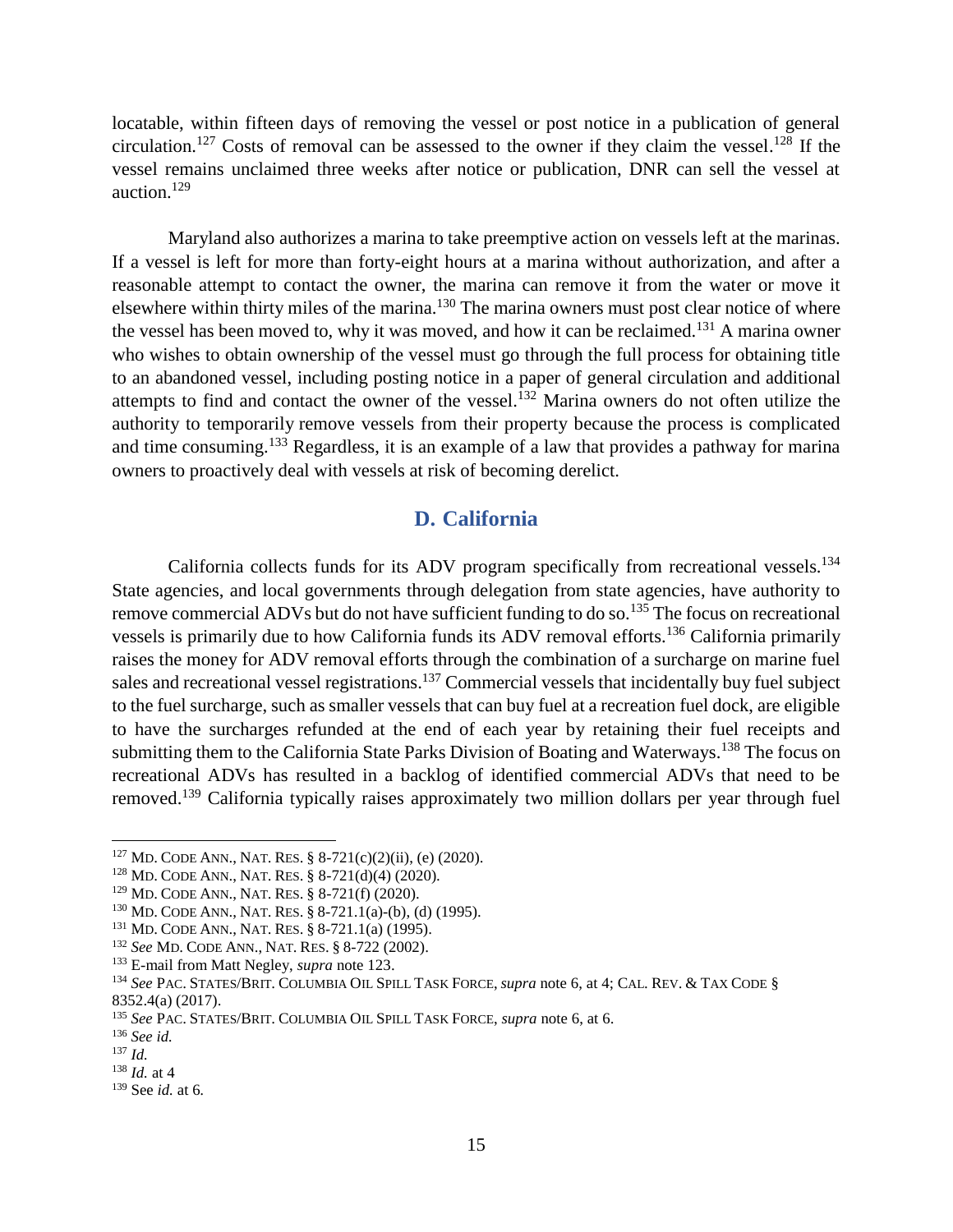locatable, within fifteen days of removing the vessel or post notice in a publication of general circulation.[127] Costs of removal can be assessed to the owner if they claim the vessel.[128] If the vessel remains unclaimed three weeks after notice or publication, DNR can sell the vessel at auction.[129]

Maryland also authorizes a marina to take preemptive action on vessels left at the marinas. If a vessel is left for more than forty-eight hours at a marina without authorization, and after a reasonable attempt to contact the owner, the marina can remove it from the water or move it elsewhere within thirty miles of the marina.[130] The marina owners must post clear notice of where the vessel has been moved to, why it was moved, and how it can be reclaimed.[131] A marina owner who wishes to obtain ownership of the vessel must go through the full process for obtaining title to an abandoned vessel, including posting notice in a paper of general circulation and additional attempts to find and contact the owner of the vessel.[132] Marina owners do not often utilize the authority to temporarily remove vessels from their property because the process is complicated and time consuming.[133] Regardless, it is an example of a law that provides a pathway for marina owners to proactively deal with vessels at risk of becoming derelict.

## D. California

California collects funds for its ADV program specifically from recreational vessels.[134] State agencies, and local governments through delegation from state agencies, have authority to remove commercial ADVs but do not have sufficient funding to do so.[135] The focus on recreational vessels is primarily due to how California funds its ADV removal efforts.[136] California primarily raises the money for ADV removal efforts through the combination of a surcharge on marine fuel sales and recreational vessel registrations.[137] Commercial vessels that incidentally buy fuel subject to the fuel surcharge, such as smaller vessels that can buy fuel at a recreation fuel dock, are eligible to have the surcharges refunded at the end of each year by retaining their fuel receipts and submitting them to the California State Parks Division of Boating and Waterways.[138] The focus on recreational ADVs has resulted in a backlog of identified commercial ADVs that need to be removed.[139] California typically raises approximately two million dollars per year through fuel

---

[127] MD. CODE ANN., NAT. RES. § 8-721(c)(2)(ii), (e) (2020).

[128] MD. CODE ANN., NAT. RES. § 8-721(d)(4) (2020).

[129] MD. CODE ANN., NAT. RES. § 8-721(f) (2020).

[130] MD. CODE ANN., NAT. RES. § 8-721.1(a)-(b), (d) (1995).

[131] MD. CODE ANN., NAT. RES. § 8-721.1(a) (1995).

[132] *See* MD. CODE ANN., NAT. RES. § 8-722 (2002).

[133] E-mail from Matt Negley, *supra* note 123.

[134] *See* PAC. STATES/BRIT. COLUMBIA OIL SPILL TASK FORCE, *supra* note 6, at 4; CAL. REV. & TAX CODE § 8352.4(a) (2017).

[135] *See* PAC. STATES/BRIT. COLUMBIA OIL SPILL TASK FORCE, *supra* note 6, at 6.

[136] *See id.*

[137] *Id.*

[138] *Id.* at 4

[139] See *id.* at 6.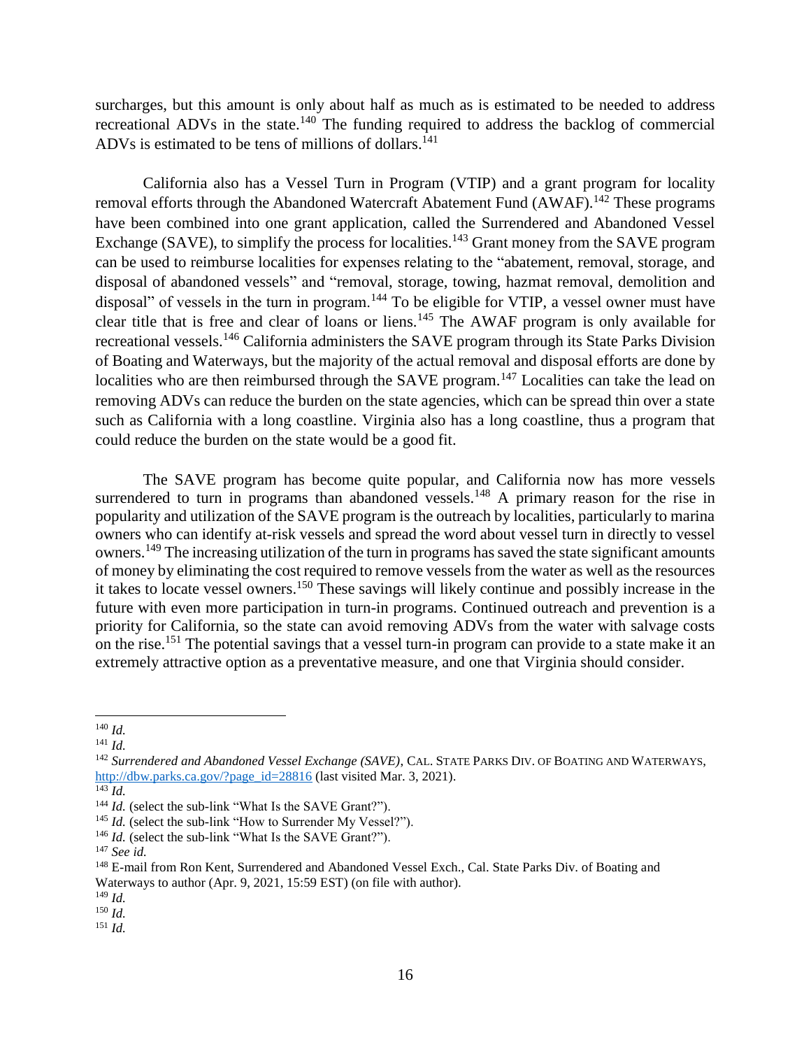surcharges, but this amount is only about half as much as is estimated to be needed to address recreational ADVs in the state.[140] The funding required to address the backlog of commercial ADVs is estimated to be tens of millions of dollars.[141]

California also has a Vessel Turn in Program (VTIP) and a grant program for locality removal efforts through the Abandoned Watercraft Abatement Fund (AWAF).[142] These programs have been combined into one grant application, called the Surrendered and Abandoned Vessel Exchange (SAVE), to simplify the process for localities.[143] Grant money from the SAVE program can be used to reimburse localities for expenses relating to the "abatement, removal, storage, and disposal of abandoned vessels" and "removal, storage, towing, hazmat removal, demolition and disposal" of vessels in the turn in program.[144] To be eligible for VTIP, a vessel owner must have clear title that is free and clear of loans or liens.[145] The AWAF program is only available for recreational vessels.[146] California administers the SAVE program through its State Parks Division of Boating and Waterways, but the majority of the actual removal and disposal efforts are done by localities who are then reimbursed through the SAVE program.[147] Localities can take the lead on removing ADVs can reduce the burden on the state agencies, which can be spread thin over a state such as California with a long coastline. Virginia also has a long coastline, thus a program that could reduce the burden on the state would be a good fit.

The SAVE program has become quite popular, and California now has more vessels surrendered to turn in programs than abandoned vessels.[148] A primary reason for the rise in popularity and utilization of the SAVE program is the outreach by localities, particularly to marina owners who can identify at-risk vessels and spread the word about vessel turn in directly to vessel owners.[149] The increasing utilization of the turn in programs has saved the state significant amounts of money by eliminating the cost required to remove vessels from the water as well as the resources it takes to locate vessel owners.[150] These savings will likely continue and possibly increase in the future with even more participation in turn-in programs. Continued outreach and prevention is a priority for California, so the state can avoid removing ADVs from the water with salvage costs on the rise.[151] The potential savings that a vessel turn-in program can provide to a state make it an extremely attractive option as a preventative measure, and one that Virginia should consider.

---

[140] *Id.*

[141] *Id.*

[142] *Surrendered and Abandoned Vessel Exchange (SAVE)*, CAL. STATE PARKS DIV. OF BOATING AND WATERWAYS, http://dbw.parks.ca.gov/?page_id=28816 (last visited Mar. 3, 2021).

[143] *Id.*

[144] *Id.* (select the sub-link "What Is the SAVE Grant?").

[145] *Id.* (select the sub-link "How to Surrender My Vessel?").

[146] *Id.* (select the sub-link "What Is the SAVE Grant?").

[147] *See id.*

[148] E-mail from Ron Kent, Surrendered and Abandoned Vessel Exch., Cal. State Parks Div. of Boating and Waterways to author (Apr. 9, 2021, 15:59 EST) (on file with author).

[149] *Id.*

[150] *Id.*

[151] *Id.*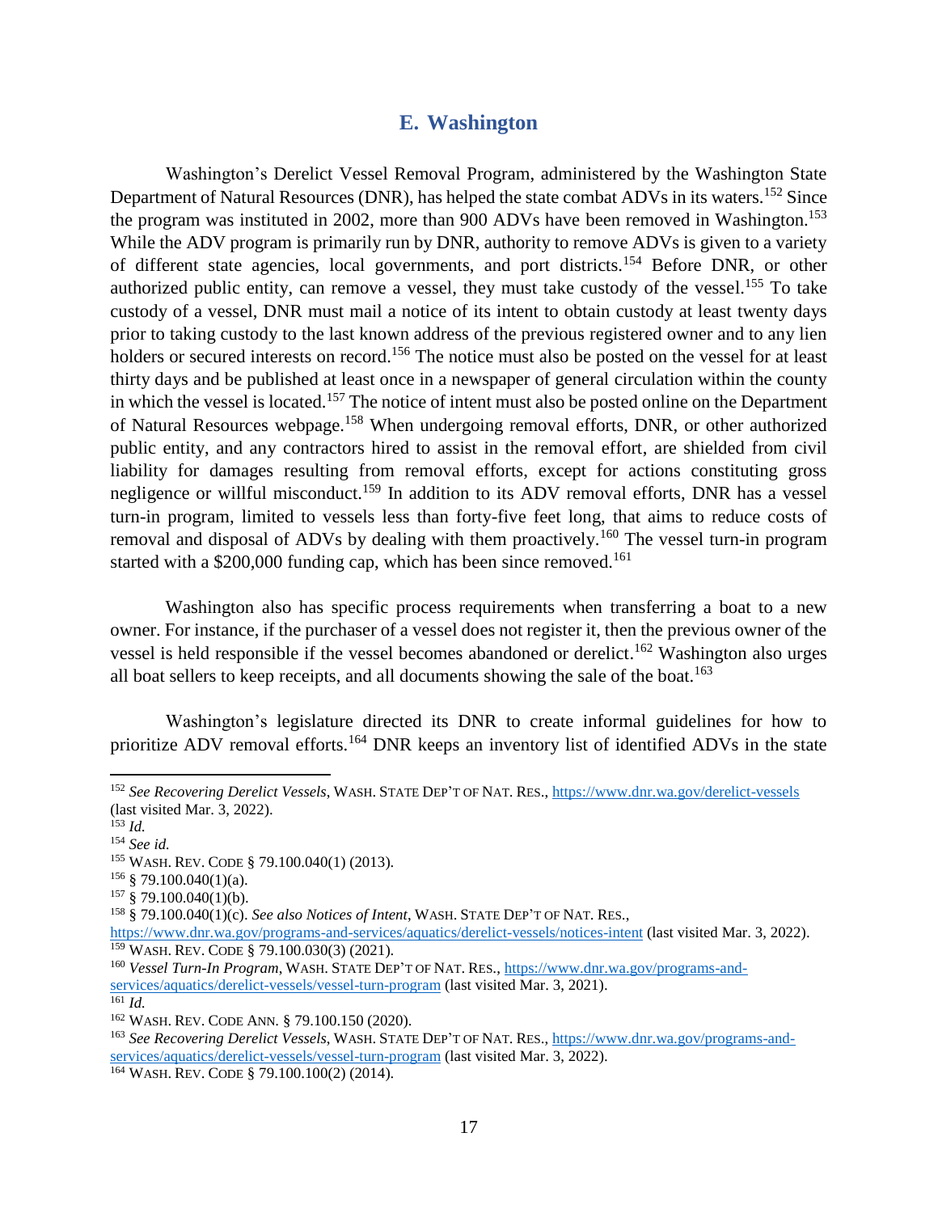## E. Washington

Washington's Derelict Vessel Removal Program, administered by the Washington State Department of Natural Resources (DNR), has helped the state combat ADVs in its waters.[152] Since the program was instituted in 2002, more than 900 ADVs have been removed in Washington.[153] While the ADV program is primarily run by DNR, authority to remove ADVs is given to a variety of different state agencies, local governments, and port districts.[154] Before DNR, or other authorized public entity, can remove a vessel, they must take custody of the vessel.[155] To take custody of a vessel, DNR must mail a notice of its intent to obtain custody at least twenty days prior to taking custody to the last known address of the previous registered owner and to any lien holders or secured interests on record.[156] The notice must also be posted on the vessel for at least thirty days and be published at least once in a newspaper of general circulation within the county in which the vessel is located.[157] The notice of intent must also be posted online on the Department of Natural Resources webpage.[158] When undergoing removal efforts, DNR, or other authorized public entity, and any contractors hired to assist in the removal effort, are shielded from civil liability for damages resulting from removal efforts, except for actions constituting gross negligence or willful misconduct.[159] In addition to its ADV removal efforts, DNR has a vessel turn-in program, limited to vessels less than forty-five feet long, that aims to reduce costs of removal and disposal of ADVs by dealing with them proactively.[160] The vessel turn-in program started with a $200,000 funding cap, which has been since removed.[161]

Washington also has specific process requirements when transferring a boat to a new owner. For instance, if the purchaser of a vessel does not register it, then the previous owner of the vessel is held responsible if the vessel becomes abandoned or derelict.[162] Washington also urges all boat sellers to keep receipts, and all documents showing the sale of the boat.[163]

Washington's legislature directed its DNR to create informal guidelines for how to prioritize ADV removal efforts.[164] DNR keeps an inventory list of identified ADVs in the state

---

[152] *See Recovering Derelict Vessels*, WASH. STATE DEP'T OF NAT. RES., https://www.dnr.wa.gov/derelict-vessels (last visited Mar. 3, 2022).

[153] *Id.*

[154] *See id.*

[155] WASH. REV. CODE § 79.100.040(1) (2013).

[156] § 79.100.040(1)(a).

[157] § 79.100.040(1)(b).

[158] § 79.100.040(1)(c). *See also Notices of Intent*, WASH. STATE DEP'T OF NAT. RES., https://www.dnr.wa.gov/programs-and-services/aquatics/derelict-vessels/notices-intent (last visited Mar. 3, 2022).

[159] WASH. REV. CODE § 79.100.030(3) (2021).

[160] *Vessel Turn-In Program*, WASH. STATE DEP'T OF NAT. RES., https://www.dnr.wa.gov/programs-and-services/aquatics/derelict-vessels/vessel-turn-program (last visited Mar. 3, 2021).

[161] *Id.*

[162] WASH. REV. CODE ANN. § 79.100.150 (2020).

[163] *See Recovering Derelict Vessels*, WASH. STATE DEP'T OF NAT. RES., https://www.dnr.wa.gov/programs-and-services/aquatics/derelict-vessels/vessel-turn-program (last visited Mar. 3, 2022).

[164] WASH. REV. CODE § 79.100.100(2) (2014).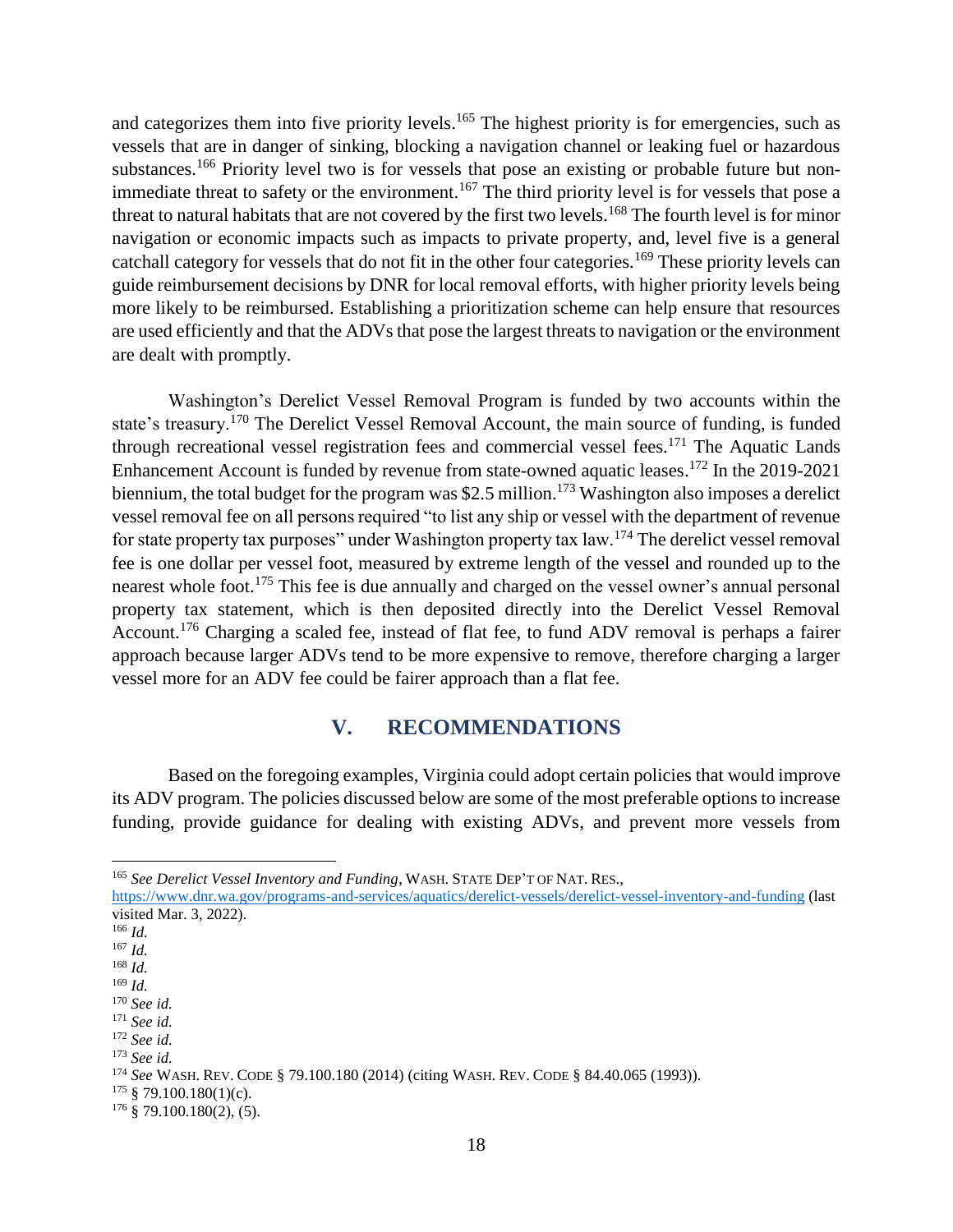and categorizes them into five priority levels.[165] The highest priority is for emergencies, such as vessels that are in danger of sinking, blocking a navigation channel or leaking fuel or hazardous substances.[166] Priority level two is for vessels that pose an existing or probable future but non-immediate threat to safety or the environment.[167] The third priority level is for vessels that pose a threat to natural habitats that are not covered by the first two levels.[168] The fourth level is for minor navigation or economic impacts such as impacts to private property, and, level five is a general catchall category for vessels that do not fit in the other four categories.[169] These priority levels can guide reimbursement decisions by DNR for local removal efforts, with higher priority levels being more likely to be reimbursed. Establishing a prioritization scheme can help ensure that resources are used efficiently and that the ADVs that pose the largest threats to navigation or the environment are dealt with promptly.

Washington's Derelict Vessel Removal Program is funded by two accounts within the state's treasury.[170] The Derelict Vessel Removal Account, the main source of funding, is funded through recreational vessel registration fees and commercial vessel fees.[171] The Aquatic Lands Enhancement Account is funded by revenue from state-owned aquatic leases.[172] In the 2019-2021 biennium, the total budget for the program was $2.5 million.[173] Washington also imposes a derelict vessel removal fee on all persons required "to list any ship or vessel with the department of revenue for state property tax purposes" under Washington property tax law.[174] The derelict vessel removal fee is one dollar per vessel foot, measured by extreme length of the vessel and rounded up to the nearest whole foot.[175] This fee is due annually and charged on the vessel owner's annual personal property tax statement, which is then deposited directly into the Derelict Vessel Removal Account.[176] Charging a scaled fee, instead of flat fee, to fund ADV removal is perhaps a fairer approach because larger ADVs tend to be more expensive to remove, therefore charging a larger vessel more for an ADV fee could be fairer approach than a flat fee.

## V. RECOMMENDATIONS

Based on the foregoing examples, Virginia could adopt certain policies that would improve its ADV program. The policies discussed below are some of the most preferable options to increase funding, provide guidance for dealing with existing ADVs, and prevent more vessels from

---

[165] *See Derelict Vessel Inventory and Funding*, WASH. STATE DEP'T OF NAT. RES., https://www.dnr.wa.gov/programs-and-services/aquatics/derelict-vessels/derelict-vessel-inventory-and-funding (last visited Mar. 3, 2022).

[166] *Id.*

[167] *Id.*

[168] *Id.*

[169] *Id.*

[170] *See id.*

[171] *See id.*

[172] *See id.*

[173] *See id.*

[174] *See* WASH. REV. CODE § 79.100.180 (2014) (citing WASH. REV. CODE § 84.40.065 (1993)).

[175] § 79.100.180(1)(c).

[176] § 79.100.180(2), (5).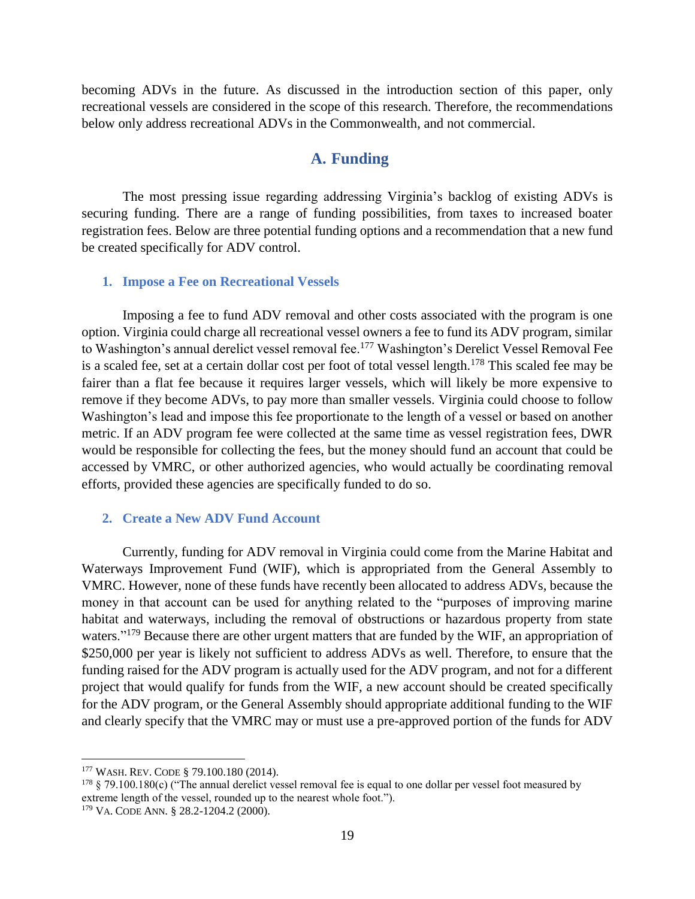becoming ADVs in the future. As discussed in the introduction section of this paper, only recreational vessels are considered in the scope of this research. Therefore, the recommendations below only address recreational ADVs in the Commonwealth, and not commercial.

## A. Funding

The most pressing issue regarding addressing Virginia's backlog of existing ADVs is securing funding. There are a range of funding possibilities, from taxes to increased boater registration fees. Below are three potential funding options and a recommendation that a new fund be created specifically for ADV control.

### 1. Impose a Fee on Recreational Vessels

Imposing a fee to fund ADV removal and other costs associated with the program is one option. Virginia could charge all recreational vessel owners a fee to fund its ADV program, similar to Washington's annual derelict vessel removal fee.[177] Washington's Derelict Vessel Removal Fee is a scaled fee, set at a certain dollar cost per foot of total vessel length.[178] This scaled fee may be fairer than a flat fee because it requires larger vessels, which will likely be more expensive to remove if they become ADVs, to pay more than smaller vessels. Virginia could choose to follow Washington's lead and impose this fee proportionate to the length of a vessel or based on another metric. If an ADV program fee were collected at the same time as vessel registration fees, DWR would be responsible for collecting the fees, but the money should fund an account that could be accessed by VMRC, or other authorized agencies, who would actually be coordinating removal efforts, provided these agencies are specifically funded to do so.

### 2. Create a New ADV Fund Account

Currently, funding for ADV removal in Virginia could come from the Marine Habitat and Waterways Improvement Fund (WIF), which is appropriated from the General Assembly to VMRC. However, none of these funds have recently been allocated to address ADVs, because the money in that account can be used for anything related to the "purposes of improving marine habitat and waterways, including the removal of obstructions or hazardous property from state waters."[179] Because there are other urgent matters that are funded by the WIF, an appropriation of $250,000 per year is likely not sufficient to address ADVs as well. Therefore, to ensure that the funding raised for the ADV program is actually used for the ADV program, and not for a different project that would qualify for funds from the WIF, a new account should be created specifically for the ADV program, or the General Assembly should appropriate additional funding to the WIF and clearly specify that the VMRC may or must use a pre-approved portion of the funds for ADV

---

[177] WASH. REV. CODE § 79.100.180 (2014).

[178] § 79.100.180(c) ("The annual derelict vessel removal fee is equal to one dollar per vessel foot measured by extreme length of the vessel, rounded up to the nearest whole foot.").

[179] VA. CODE ANN. § 28.2-1204.2 (2000).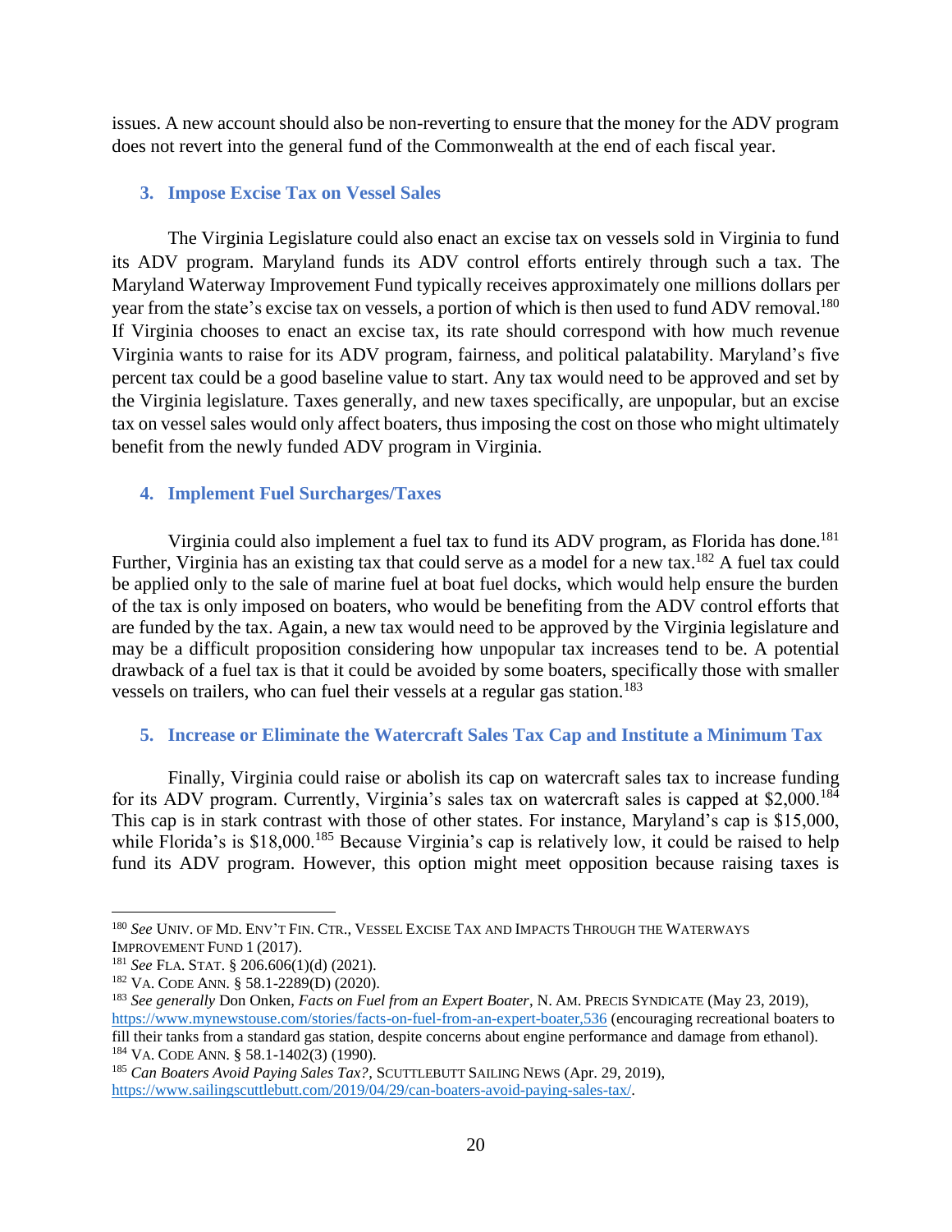issues. A new account should also be non-reverting to ensure that the money for the ADV program does not revert into the general fund of the Commonwealth at the end of each fiscal year.

### 3. Impose Excise Tax on Vessel Sales

The Virginia Legislature could also enact an excise tax on vessels sold in Virginia to fund its ADV program. Maryland funds its ADV control efforts entirely through such a tax. The Maryland Waterway Improvement Fund typically receives approximately one millions dollars per year from the state's excise tax on vessels, a portion of which is then used to fund ADV removal.[180] If Virginia chooses to enact an excise tax, its rate should correspond with how much revenue Virginia wants to raise for its ADV program, fairness, and political palatability. Maryland's five percent tax could be a good baseline value to start. Any tax would need to be approved and set by the Virginia legislature. Taxes generally, and new taxes specifically, are unpopular, but an excise tax on vessel sales would only affect boaters, thus imposing the cost on those who might ultimately benefit from the newly funded ADV program in Virginia.

### 4. Implement Fuel Surcharges/Taxes

Virginia could also implement a fuel tax to fund its ADV program, as Florida has done.[181] Further, Virginia has an existing tax that could serve as a model for a new tax.[182] A fuel tax could be applied only to the sale of marine fuel at boat fuel docks, which would help ensure the burden of the tax is only imposed on boaters, who would be benefiting from the ADV control efforts that are funded by the tax. Again, a new tax would need to be approved by the Virginia legislature and may be a difficult proposition considering how unpopular tax increases tend to be. A potential drawback of a fuel tax is that it could be avoided by some boaters, specifically those with smaller vessels on trailers, who can fuel their vessels at a regular gas station.[183]

### 5. Increase or Eliminate the Watercraft Sales Tax Cap and Institute a Minimum Tax

Finally, Virginia could raise or abolish its cap on watercraft sales tax to increase funding for its ADV program. Currently, Virginia's sales tax on watercraft sales is capped at $2,000.[184] This cap is in stark contrast with those of other states. For instance, Maryland's cap is $15,000, while Florida's is $18,000.[185] Because Virginia's cap is relatively low, it could be raised to help fund its ADV program. However, this option might meet opposition because raising taxes is

---

[180] *See* UNIV. OF MD. ENV'T FIN. CTR., VESSEL EXCISE TAX AND IMPACTS THROUGH THE WATERWAYS IMPROVEMENT FUND 1 (2017).

[181] *See* FLA. STAT. § 206.606(1)(d) (2021).

[182] VA. CODE ANN. § 58.1-2289(D) (2020).

[183] *See generally* Don Onken, *Facts on Fuel from an Expert Boater*, N. AM. PRECIS SYNDICATE (May 23, 2019), https://www.mynewstouse.com/stories/facts-on-fuel-from-an-expert-boater,536 (encouraging recreational boaters to fill their tanks from a standard gas station, despite concerns about engine performance and damage from ethanol).

[184] VA. CODE ANN. § 58.1-1402(3) (1990).

[185] *Can Boaters Avoid Paying Sales Tax?*, SCUTTLEBUTT SAILING NEWS (Apr. 29, 2019), https://www.sailingscuttlebutt.com/2019/04/29/can-boaters-avoid-paying-sales-tax/.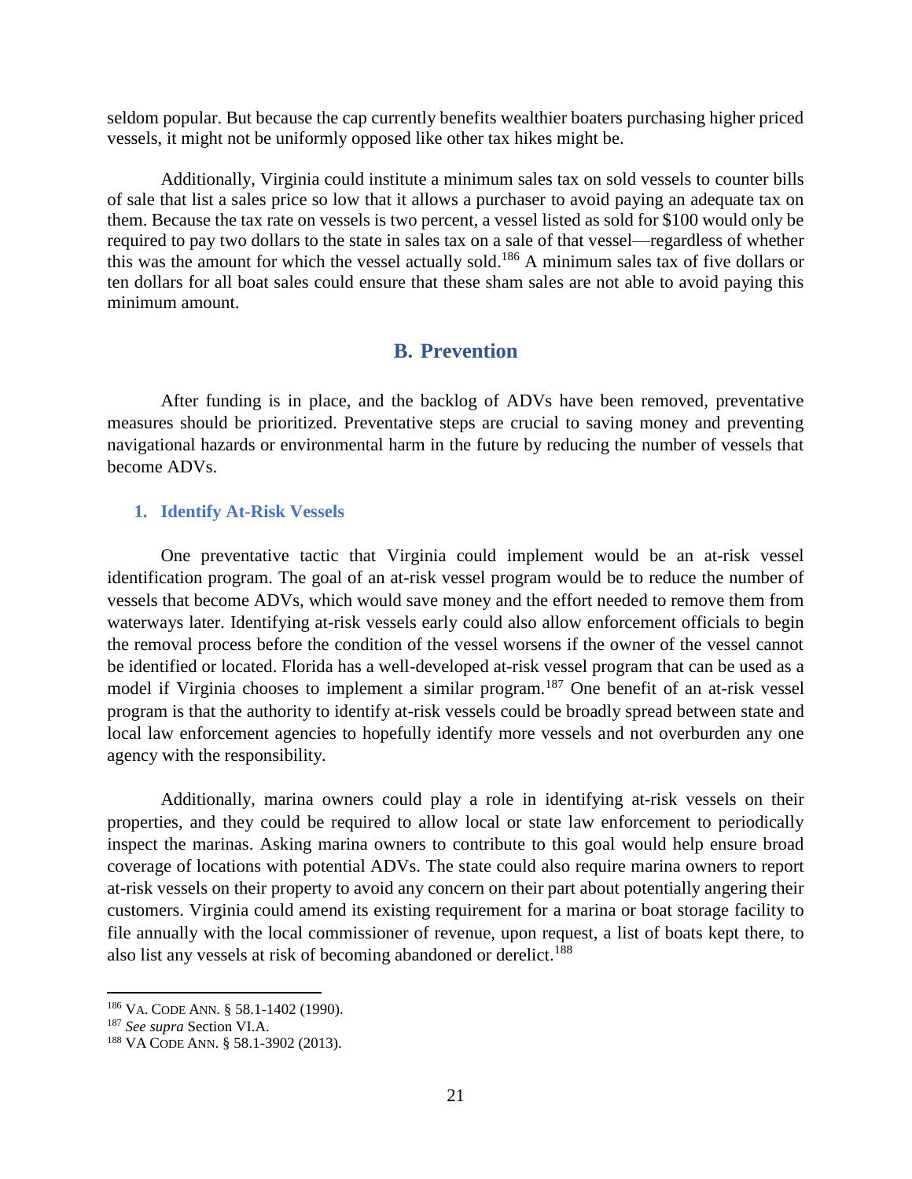seldom popular. But because the cap currently benefits wealthier boaters purchasing higher priced vessels, it might not be uniformly opposed like other tax hikes might be.

Additionally, Virginia could institute a minimum sales tax on sold vessels to counter bills of sale that list a sales price so low that it allows a purchaser to avoid paying an adequate tax on them. Because the tax rate on vessels is two percent, a vessel listed as sold for $100 would only be required to pay two dollars to the state in sales tax on a sale of that vessel—regardless of whether this was the amount for which the vessel actually sold.[186] A minimum sales tax of five dollars or ten dollars for all boat sales could ensure that these sham sales are not able to avoid paying this minimum amount.

## B. Prevention

After funding is in place, and the backlog of ADVs have been removed, preventative measures should be prioritized. Preventative steps are crucial to saving money and preventing navigational hazards or environmental harm in the future by reducing the number of vessels that become ADVs.

### 1. Identify At-Risk Vessels

One preventative tactic that Virginia could implement would be an at-risk vessel identification program. The goal of an at-risk vessel program would be to reduce the number of vessels that become ADVs, which would save money and the effort needed to remove them from waterways later. Identifying at-risk vessels early could also allow enforcement officials to begin the removal process before the condition of the vessel worsens if the owner of the vessel cannot be identified or located. Florida has a well-developed at-risk vessel program that can be used as a model if Virginia chooses to implement a similar program.[187] One benefit of an at-risk vessel program is that the authority to identify at-risk vessels could be broadly spread between state and local law enforcement agencies to hopefully identify more vessels and not overburden any one agency with the responsibility.

Additionally, marina owners could play a role in identifying at-risk vessels on their properties, and they could be required to allow local or state law enforcement to periodically inspect the marinas. Asking marina owners to contribute to this goal would help ensure broad coverage of locations with potential ADVs. The state could also require marina owners to report at-risk vessels on their property to avoid any concern on their part about potentially angering their customers. Virginia could amend its existing requirement for a marina or boat storage facility to file annually with the local commissioner of revenue, upon request, a list of boats kept there, to also list any vessels at risk of becoming abandoned or derelict.[188]

---

[186] VA. CODE ANN. § 58.1-1402 (1990).

[187] *See supra* Section VI.A.

[188] VA CODE ANN. § 58.1-3902 (2013).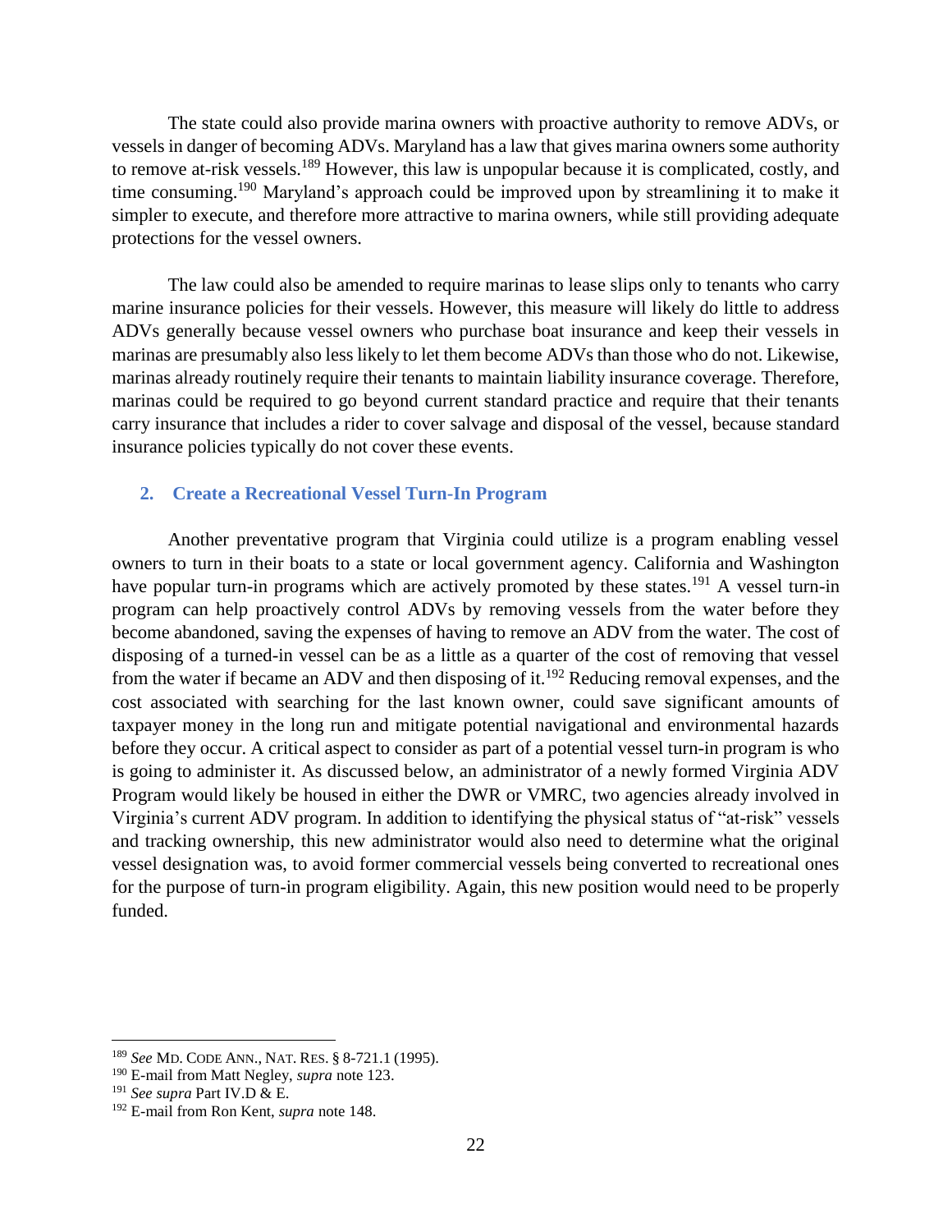The state could also provide marina owners with proactive authority to remove ADVs, or vessels in danger of becoming ADVs. Maryland has a law that gives marina owners some authority to remove at-risk vessels.[189] However, this law is unpopular because it is complicated, costly, and time consuming.[190] Maryland's approach could be improved upon by streamlining it to make it simpler to execute, and therefore more attractive to marina owners, while still providing adequate protections for the vessel owners.

The law could also be amended to require marinas to lease slips only to tenants who carry marine insurance policies for their vessels. However, this measure will likely do little to address ADVs generally because vessel owners who purchase boat insurance and keep their vessels in marinas are presumably also less likely to let them become ADVs than those who do not. Likewise, marinas already routinely require their tenants to maintain liability insurance coverage. Therefore, marinas could be required to go beyond current standard practice and require that their tenants carry insurance that includes a rider to cover salvage and disposal of the vessel, because standard insurance policies typically do not cover these events.

### 2. Create a Recreational Vessel Turn-In Program

Another preventative program that Virginia could utilize is a program enabling vessel owners to turn in their boats to a state or local government agency. California and Washington have popular turn-in programs which are actively promoted by these states.[191] A vessel turn-in program can help proactively control ADVs by removing vessels from the water before they become abandoned, saving the expenses of having to remove an ADV from the water. The cost of disposing of a turned-in vessel can be as a little as a quarter of the cost of removing that vessel from the water if became an ADV and then disposing of it.[192] Reducing removal expenses, and the cost associated with searching for the last known owner, could save significant amounts of taxpayer money in the long run and mitigate potential navigational and environmental hazards before they occur. A critical aspect to consider as part of a potential vessel turn-in program is who is going to administer it. As discussed below, an administrator of a newly formed Virginia ADV Program would likely be housed in either the DWR or VMRC, two agencies already involved in Virginia's current ADV program. In addition to identifying the physical status of "at-risk" vessels and tracking ownership, this new administrator would also need to determine what the original vessel designation was, to avoid former commercial vessels being converted to recreational ones for the purpose of turn-in program eligibility. Again, this new position would need to be properly funded.

---

[189] *See* MD. CODE ANN., NAT. RES. § 8-721.1 (1995).

[190] E-mail from Matt Negley, *supra* note 123.

[191] *See supra* Part IV.D & E.

[192] E-mail from Ron Kent, *supra* note 148.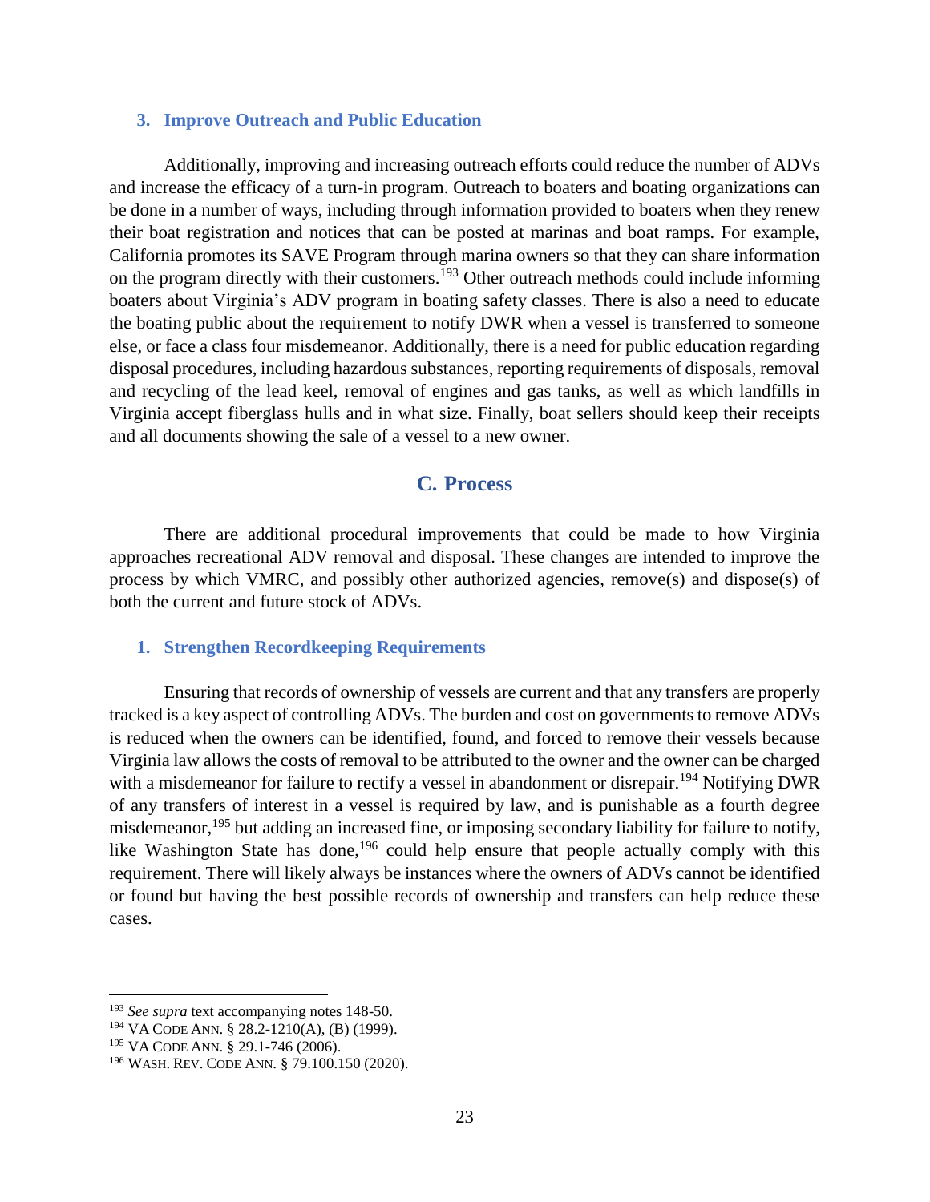### 3. Improve Outreach and Public Education

Additionally, improving and increasing outreach efforts could reduce the number of ADVs and increase the efficacy of a turn-in program. Outreach to boaters and boating organizations can be done in a number of ways, including through information provided to boaters when they renew their boat registration and notices that can be posted at marinas and boat ramps. For example, California promotes its SAVE Program through marina owners so that they can share information on the program directly with their customers.[193] Other outreach methods could include informing boaters about Virginia's ADV program in boating safety classes. There is also a need to educate the boating public about the requirement to notify DWR when a vessel is transferred to someone else, or face a class four misdemeanor. Additionally, there is a need for public education regarding disposal procedures, including hazardous substances, reporting requirements of disposals, removal and recycling of the lead keel, removal of engines and gas tanks, as well as which landfills in Virginia accept fiberglass hulls and in what size. Finally, boat sellers should keep their receipts and all documents showing the sale of a vessel to a new owner.

## C. Process

There are additional procedural improvements that could be made to how Virginia approaches recreational ADV removal and disposal. These changes are intended to improve the process by which VMRC, and possibly other authorized agencies, remove(s) and dispose(s) of both the current and future stock of ADVs.

### 1. Strengthen Recordkeeping Requirements

Ensuring that records of ownership of vessels are current and that any transfers are properly tracked is a key aspect of controlling ADVs. The burden and cost on governments to remove ADVs is reduced when the owners can be identified, found, and forced to remove their vessels because Virginia law allows the costs of removal to be attributed to the owner and the owner can be charged with a misdemeanor for failure to rectify a vessel in abandonment or disrepair.[194] Notifying DWR of any transfers of interest in a vessel is required by law, and is punishable as a fourth degree misdemeanor,[195] but adding an increased fine, or imposing secondary liability for failure to notify, like Washington State has done,[196] could help ensure that people actually comply with this requirement. There will likely always be instances where the owners of ADVs cannot be identified or found but having the best possible records of ownership and transfers can help reduce these cases.

---

[193] *See supra* text accompanying notes 148-50.

[194] VA CODE ANN. § 28.2-1210(A), (B) (1999).

[195] VA CODE ANN. § 29.1-746 (2006).

[196] WASH. REV. CODE ANN. § 79.100.150 (2020).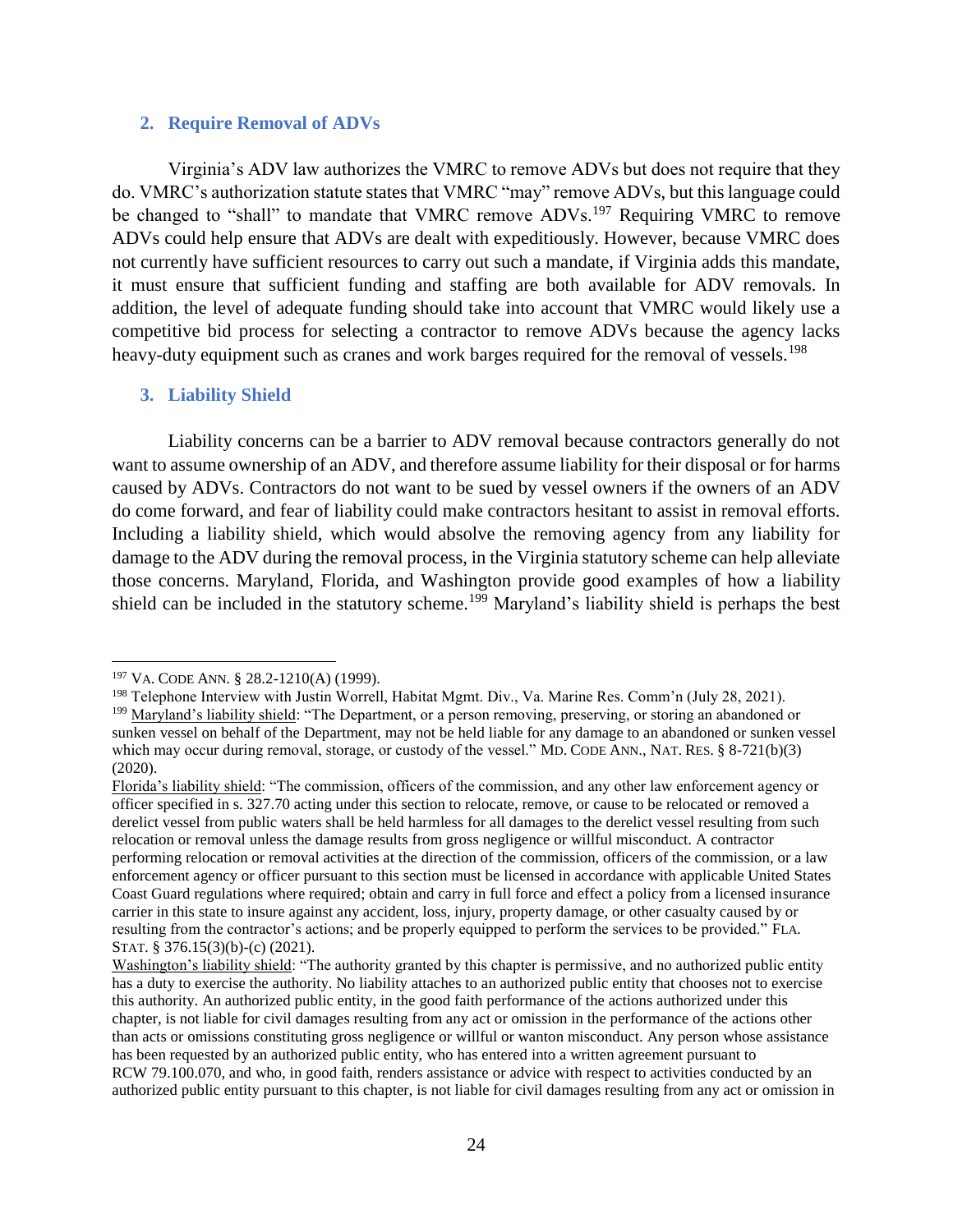### 2. Require Removal of ADVs

Virginia's ADV law authorizes the VMRC to remove ADVs but does not require that they do. VMRC's authorization statute states that VMRC "may" remove ADVs, but this language could be changed to "shall" to mandate that VMRC remove ADVs.[197] Requiring VMRC to remove ADVs could help ensure that ADVs are dealt with expeditiously. However, because VMRC does not currently have sufficient resources to carry out such a mandate, if Virginia adds this mandate, it must ensure that sufficient funding and staffing are both available for ADV removals. In addition, the level of adequate funding should take into account that VMRC would likely use a competitive bid process for selecting a contractor to remove ADVs because the agency lacks heavy-duty equipment such as cranes and work barges required for the removal of vessels.[198]

### 3. Liability Shield

Liability concerns can be a barrier to ADV removal because contractors generally do not want to assume ownership of an ADV, and therefore assume liability for their disposal or for harms caused by ADVs. Contractors do not want to be sued by vessel owners if the owners of an ADV do come forward, and fear of liability could make contractors hesitant to assist in removal efforts. Including a liability shield, which would absolve the removing agency from any liability for damage to the ADV during the removal process, in the Virginia statutory scheme can help alleviate those concerns. Maryland, Florida, and Washington provide good examples of how a liability shield can be included in the statutory scheme.[199] Maryland's liability shield is perhaps the best

---

[197] VA. CODE ANN. § 28.2-1210(A) (1999).

[198] Telephone Interview with Justin Worrell, Habitat Mgmt. Div., Va. Marine Res. Comm'n (July 28, 2021).

[199] Maryland's liability shield: "The Department, or a person removing, preserving, or storing an abandoned or sunken vessel on behalf of the Department, may not be held liable for any damage to an abandoned or sunken vessel which may occur during removal, storage, or custody of the vessel." MD. CODE ANN., NAT. RES. § 8-721(b)(3) (2020).

Florida's liability shield: "The commission, officers of the commission, and any other law enforcement agency or officer specified in s. 327.70 acting under this section to relocate, remove, or cause to be relocated or removed a derelict vessel from public waters shall be held harmless for all damages to the derelict vessel resulting from such relocation or removal unless the damage results from gross negligence or willful misconduct. A contractor performing relocation or removal activities at the direction of the commission, officers of the commission, or a law enforcement agency or officer pursuant to this section must be licensed in accordance with applicable United States Coast Guard regulations where required; obtain and carry in full force and effect a policy from a licensed insurance carrier in this state to insure against any accident, loss, injury, property damage, or other casualty caused by or resulting from the contractor's actions; and be properly equipped to perform the services to be provided." FLA. STAT. § 376.15(3)(b)-(c) (2021).

Washington's liability shield: "The authority granted by this chapter is permissive, and no authorized public entity has a duty to exercise the authority. No liability attaches to an authorized public entity that chooses not to exercise this authority. An authorized public entity, in the good faith performance of the actions authorized under this chapter, is not liable for civil damages resulting from any act or omission in the performance of the actions other than acts or omissions constituting gross negligence or willful or wanton misconduct. Any person whose assistance has been requested by an authorized public entity, who has entered into a written agreement pursuant to RCW 79.100.070, and who, in good faith, renders assistance or advice with respect to activities conducted by an authorized public entity pursuant to this chapter, is not liable for civil damages resulting from any act or omission in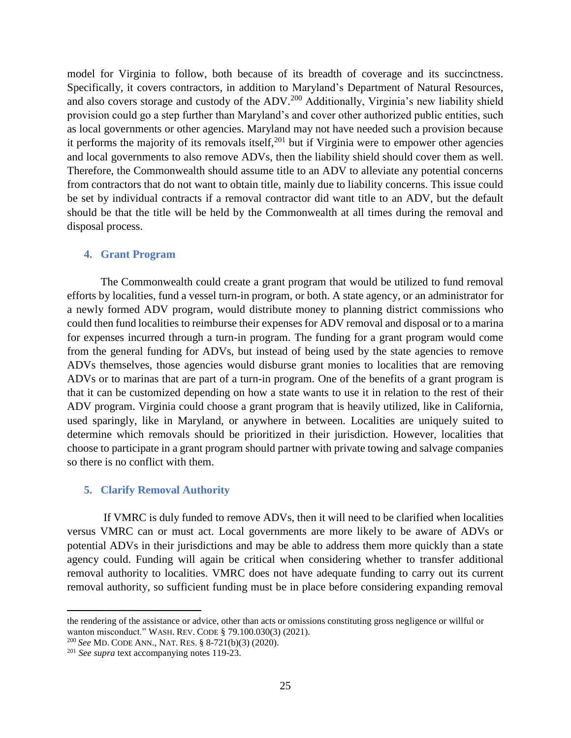model for Virginia to follow, both because of its breadth of coverage and its succinctness. Specifically, it covers contractors, in addition to Maryland's Department of Natural Resources, and also covers storage and custody of the ADV.[200] Additionally, Virginia's new liability shield provision could go a step further than Maryland's and cover other authorized public entities, such as local governments or other agencies. Maryland may not have needed such a provision because it performs the majority of its removals itself,[201] but if Virginia were to empower other agencies and local governments to also remove ADVs, then the liability shield should cover them as well. Therefore, the Commonwealth should assume title to an ADV to alleviate any potential concerns from contractors that do not want to obtain title, mainly due to liability concerns. This issue could be set by individual contracts if a removal contractor did want title to an ADV, but the default should be that the title will be held by the Commonwealth at all times during the removal and disposal process.

#### 4. Grant Program

The Commonwealth could create a grant program that would be utilized to fund removal efforts by localities, fund a vessel turn-in program, or both. A state agency, or an administrator for a newly formed ADV program, would distribute money to planning district commissions who could then fund localities to reimburse their expenses for ADV removal and disposal or to a marina for expenses incurred through a turn-in program. The funding for a grant program would come from the general funding for ADVs, but instead of being used by the state agencies to remove ADVs themselves, those agencies would disburse grant monies to localities that are removing ADVs or to marinas that are part of a turn-in program. One of the benefits of a grant program is that it can be customized depending on how a state wants to use it in relation to the rest of their ADV program. Virginia could choose a grant program that is heavily utilized, like in California, used sparingly, like in Maryland, or anywhere in between. Localities are uniquely suited to determine which removals should be prioritized in their jurisdiction. However, localities that choose to participate in a grant program should partner with private towing and salvage companies so there is no conflict with them.

#### 5. Clarify Removal Authority

If VMRC is duly funded to remove ADVs, then it will need to be clarified when localities versus VMRC can or must act. Local governments are more likely to be aware of ADVs or potential ADVs in their jurisdictions and may be able to address them more quickly than a state agency could. Funding will again be critical when considering whether to transfer additional removal authority to localities. VMRC does not have adequate funding to carry out its current removal authority, so sufficient funding must be in place before considering expanding removal

---

the rendering of the assistance or advice, other than acts or omissions constituting gross negligence or willful or wanton misconduct." WASH. REV. CODE § 79.100.030(3) (2021).

[200] *See* MD. CODE ANN., NAT. RES. § 8-721(b)(3) (2020).

[201] *See supra* text accompanying notes 119-23.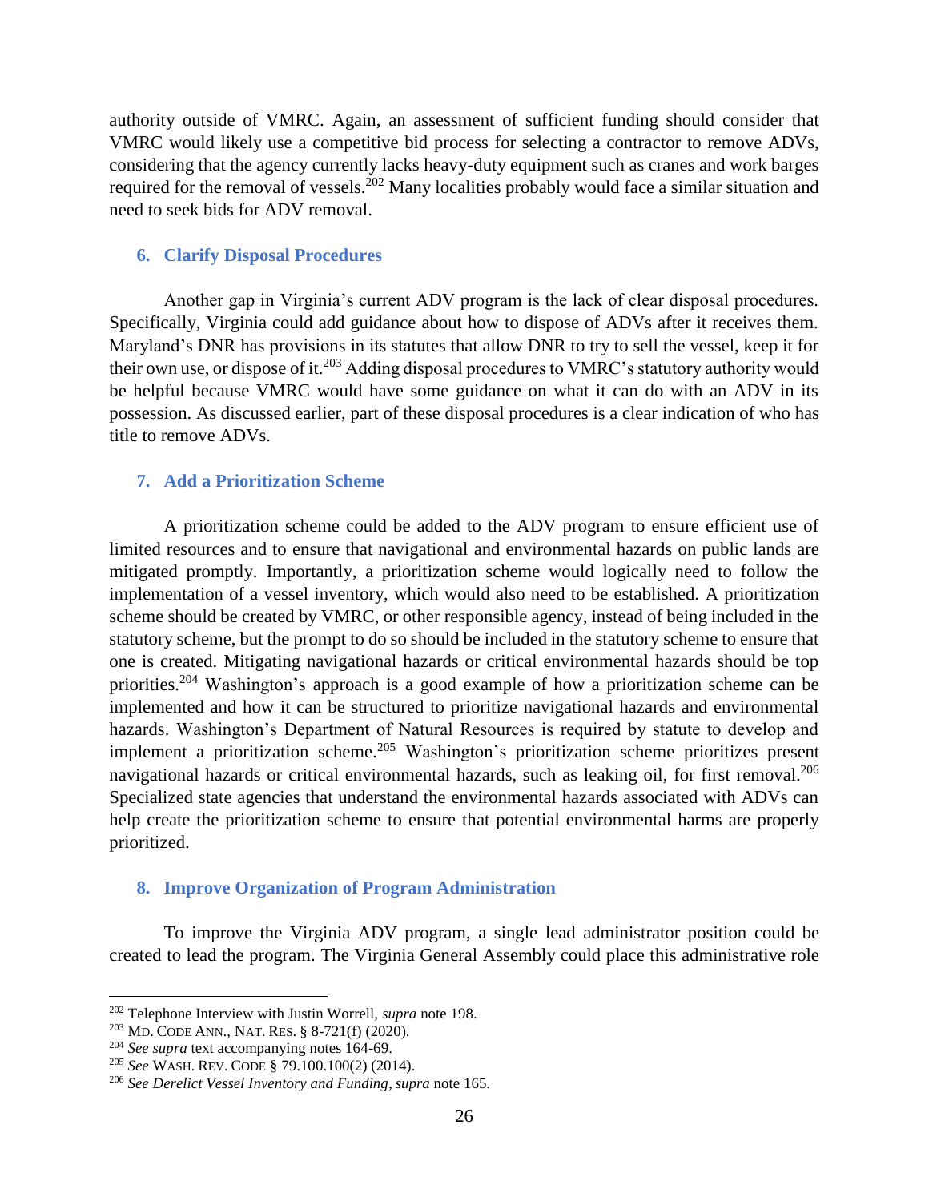authority outside of VMRC. Again, an assessment of sufficient funding should consider that VMRC would likely use a competitive bid process for selecting a contractor to remove ADVs, considering that the agency currently lacks heavy-duty equipment such as cranes and work barges required for the removal of vessels.[202] Many localities probably would face a similar situation and need to seek bids for ADV removal.

### 6. Clarify Disposal Procedures

Another gap in Virginia's current ADV program is the lack of clear disposal procedures. Specifically, Virginia could add guidance about how to dispose of ADVs after it receives them. Maryland's DNR has provisions in its statutes that allow DNR to try to sell the vessel, keep it for their own use, or dispose of it.[203] Adding disposal procedures to VMRC's statutory authority would be helpful because VMRC would have some guidance on what it can do with an ADV in its possession. As discussed earlier, part of these disposal procedures is a clear indication of who has title to remove ADVs.

### 7. Add a Prioritization Scheme

A prioritization scheme could be added to the ADV program to ensure efficient use of limited resources and to ensure that navigational and environmental hazards on public lands are mitigated promptly. Importantly, a prioritization scheme would logically need to follow the implementation of a vessel inventory, which would also need to be established. A prioritization scheme should be created by VMRC, or other responsible agency, instead of being included in the statutory scheme, but the prompt to do so should be included in the statutory scheme to ensure that one is created. Mitigating navigational hazards or critical environmental hazards should be top priorities.[204] Washington's approach is a good example of how a prioritization scheme can be implemented and how it can be structured to prioritize navigational hazards and environmental hazards. Washington's Department of Natural Resources is required by statute to develop and implement a prioritization scheme.[205] Washington's prioritization scheme prioritizes present navigational hazards or critical environmental hazards, such as leaking oil, for first removal.[206] Specialized state agencies that understand the environmental hazards associated with ADVs can help create the prioritization scheme to ensure that potential environmental harms are properly prioritized.

### 8. Improve Organization of Program Administration

To improve the Virginia ADV program, a single lead administrator position could be created to lead the program. The Virginia General Assembly could place this administrative role

---

[202] Telephone Interview with Justin Worrell, *supra* note 198.

[203] MD. CODE ANN., NAT. RES. § 8-721(f) (2020).

[204] *See supra* text accompanying notes 164-69.

[205] *See* WASH. REV. CODE § 79.100.100(2) (2014).

[206] *See Derelict Vessel Inventory and Funding*, *supra* note 165.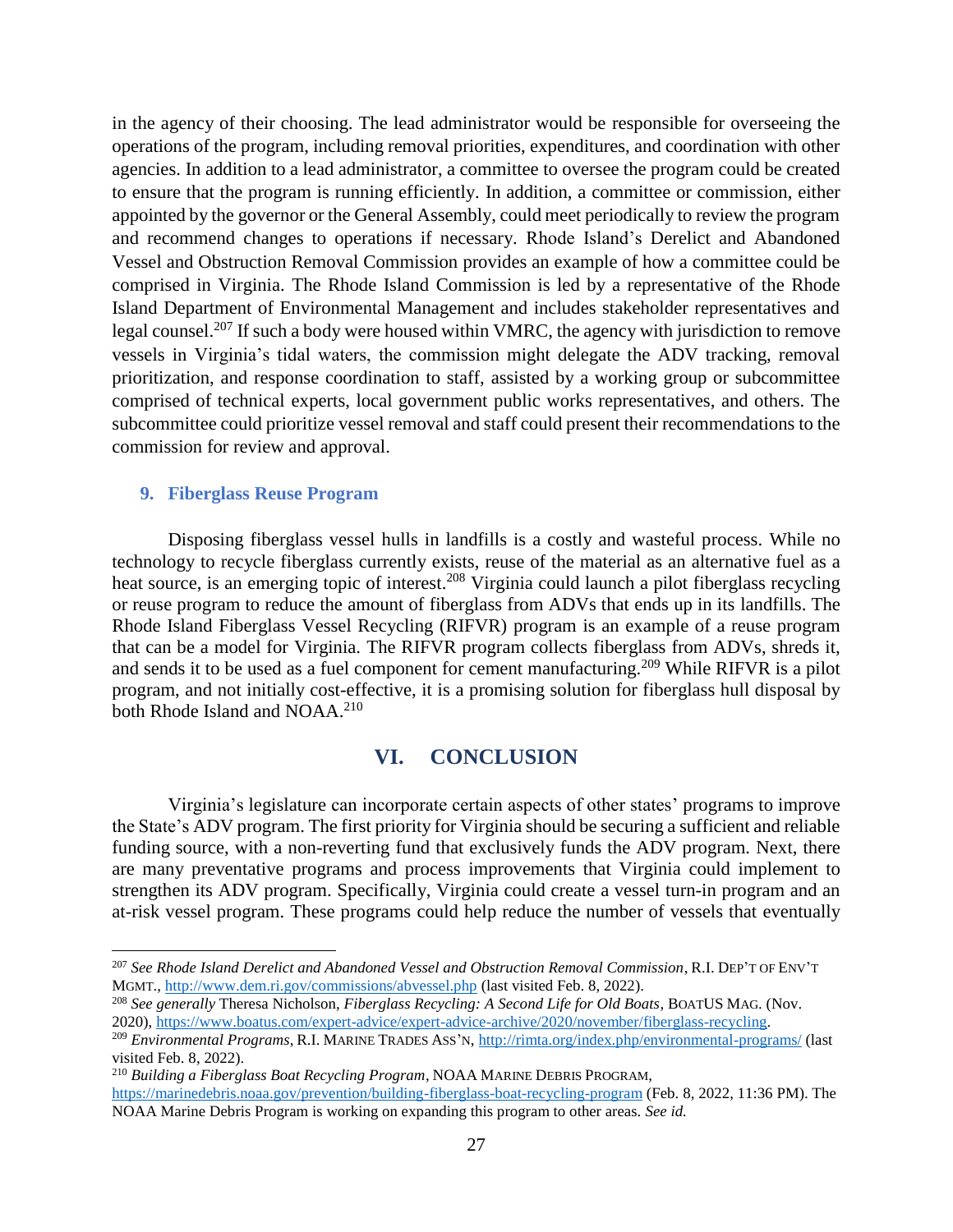in the agency of their choosing. The lead administrator would be responsible for overseeing the operations of the program, including removal priorities, expenditures, and coordination with other agencies. In addition to a lead administrator, a committee to oversee the program could be created to ensure that the program is running efficiently. In addition, a committee or commission, either appointed by the governor or the General Assembly, could meet periodically to review the program and recommend changes to operations if necessary. Rhode Island's Derelict and Abandoned Vessel and Obstruction Removal Commission provides an example of how a committee could be comprised in Virginia. The Rhode Island Commission is led by a representative of the Rhode Island Department of Environmental Management and includes stakeholder representatives and legal counsel.[207] If such a body were housed within VMRC, the agency with jurisdiction to remove vessels in Virginia's tidal waters, the commission might delegate the ADV tracking, removal prioritization, and response coordination to staff, assisted by a working group or subcommittee comprised of technical experts, local government public works representatives, and others. The subcommittee could prioritize vessel removal and staff could present their recommendations to the commission for review and approval.

### 9. Fiberglass Reuse Program

Disposing fiberglass vessel hulls in landfills is a costly and wasteful process. While no technology to recycle fiberglass currently exists, reuse of the material as an alternative fuel as a heat source, is an emerging topic of interest.[208] Virginia could launch a pilot fiberglass recycling or reuse program to reduce the amount of fiberglass from ADVs that ends up in its landfills. The Rhode Island Fiberglass Vessel Recycling (RIFVR) program is an example of a reuse program that can be a model for Virginia. The RIFVR program collects fiberglass from ADVs, shreds it, and sends it to be used as a fuel component for cement manufacturing.[209] While RIFVR is a pilot program, and not initially cost-effective, it is a promising solution for fiberglass hull disposal by both Rhode Island and NOAA.[210]

## VI. CONCLUSION

Virginia's legislature can incorporate certain aspects of other states' programs to improve the State's ADV program. The first priority for Virginia should be securing a sufficient and reliable funding source, with a non-reverting fund that exclusively funds the ADV program. Next, there are many preventative programs and process improvements that Virginia could implement to strengthen its ADV program. Specifically, Virginia could create a vessel turn-in program and an at-risk vessel program. These programs could help reduce the number of vessels that eventually

---

[207] *See Rhode Island Derelict and Abandoned Vessel and Obstruction Removal Commission*, R.I. DEP'T OF ENV'T MGMT., http://www.dem.ri.gov/commissions/abvessel.php (last visited Feb. 8, 2022).

[208] *See generally* Theresa Nicholson, *Fiberglass Recycling: A Second Life for Old Boats*, BOATUS MAG. (Nov. 2020), https://www.boatus.com/expert-advice/expert-advice-archive/2020/november/fiberglass-recycling.

[209] *Environmental Programs*, R.I. MARINE TRADES ASS'N, http://rimta.org/index.php/environmental-programs/ (last visited Feb. 8, 2022).

[210] *Building a Fiberglass Boat Recycling Program*, NOAA MARINE DEBRIS PROGRAM, https://marinedebris.noaa.gov/prevention/building-fiberglass-boat-recycling-program (Feb. 8, 2022, 11:36 PM). The NOAA Marine Debris Program is working on expanding this program to other areas. *See id.*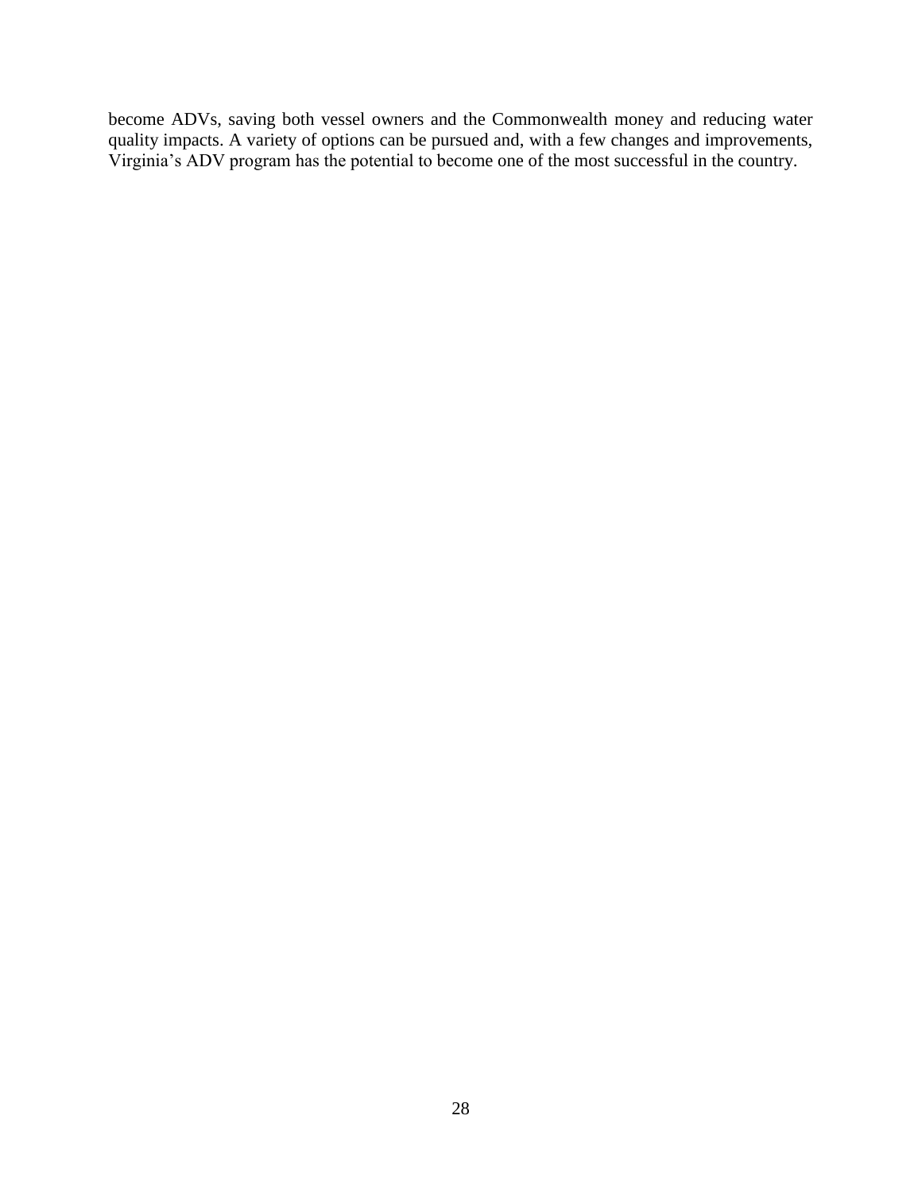become ADVs, saving both vessel owners and the Commonwealth money and reducing water quality impacts. A variety of options can be pursued and, with a few changes and improvements, Virginia's ADV program has the potential to become one of the most successful in the country.